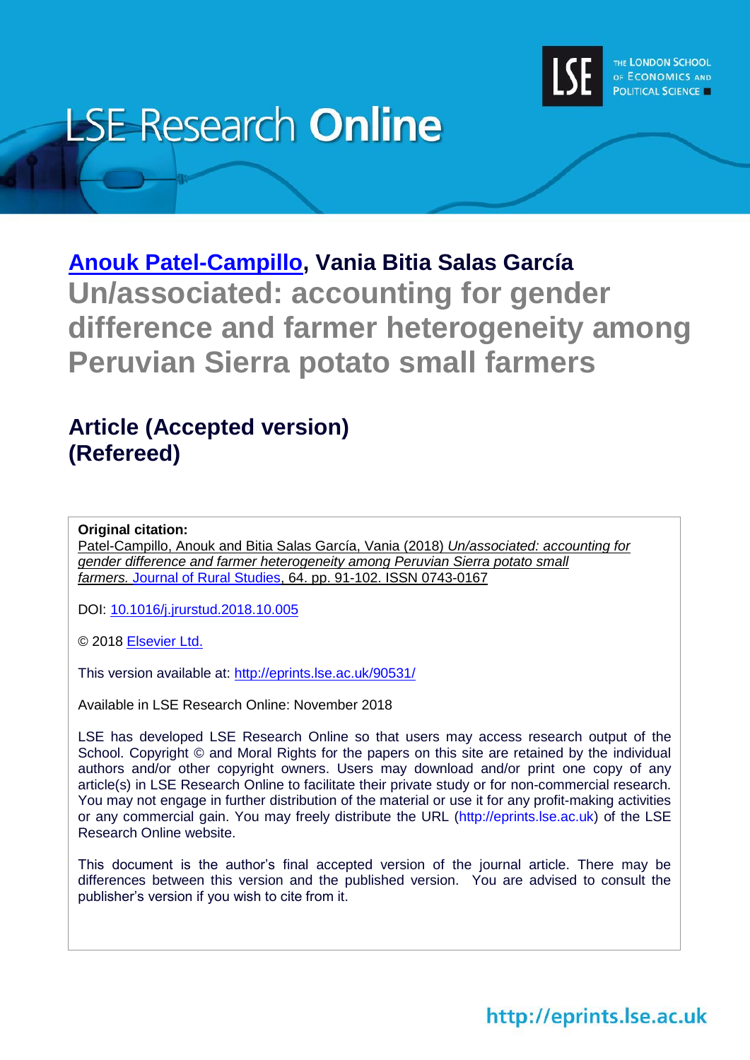# LSE Research Online

**Anouk Patel-Campillo, Vania Bitia Salas García**

## Un/associated: accounting for gender difference and farmer heterogeneity among Peruvian Sierra potato small farmers

### Article (Accepted version)
### (Refereed)

**Original citation:**
Patel-Campillo, Anouk and Bitia Salas García, Vania (2018) *Un/associated: accounting for gender difference and farmer heterogeneity among Peruvian Sierra potato small farmers.* Journal of Rural Studies, 64. pp. 91-102. ISSN 0743-0167

DOI: 10.1016/j.jrurstud.2018.10.005

© 2018 Elsevier Ltd.

This version available at: http://eprints.lse.ac.uk/90531/

Available in LSE Research Online: November 2018

LSE has developed LSE Research Online so that users may access research output of the School. Copyright © and Moral Rights for the papers on this site are retained by the individual authors and/or other copyright owners. Users may download and/or print one copy of any article(s) in LSE Research Online to facilitate their private study or for non-commercial research. You may not engage in further distribution of the material or use it for any profit-making activities or any commercial gain. You may freely distribute the URL (http://eprints.lse.ac.uk) of the LSE Research Online website.

This document is the author's final accepted version of the journal article. There may be differences between this version and the published version. You are advised to consult the publisher's version if you wish to cite from it.

http://eprints.lse.ac.uk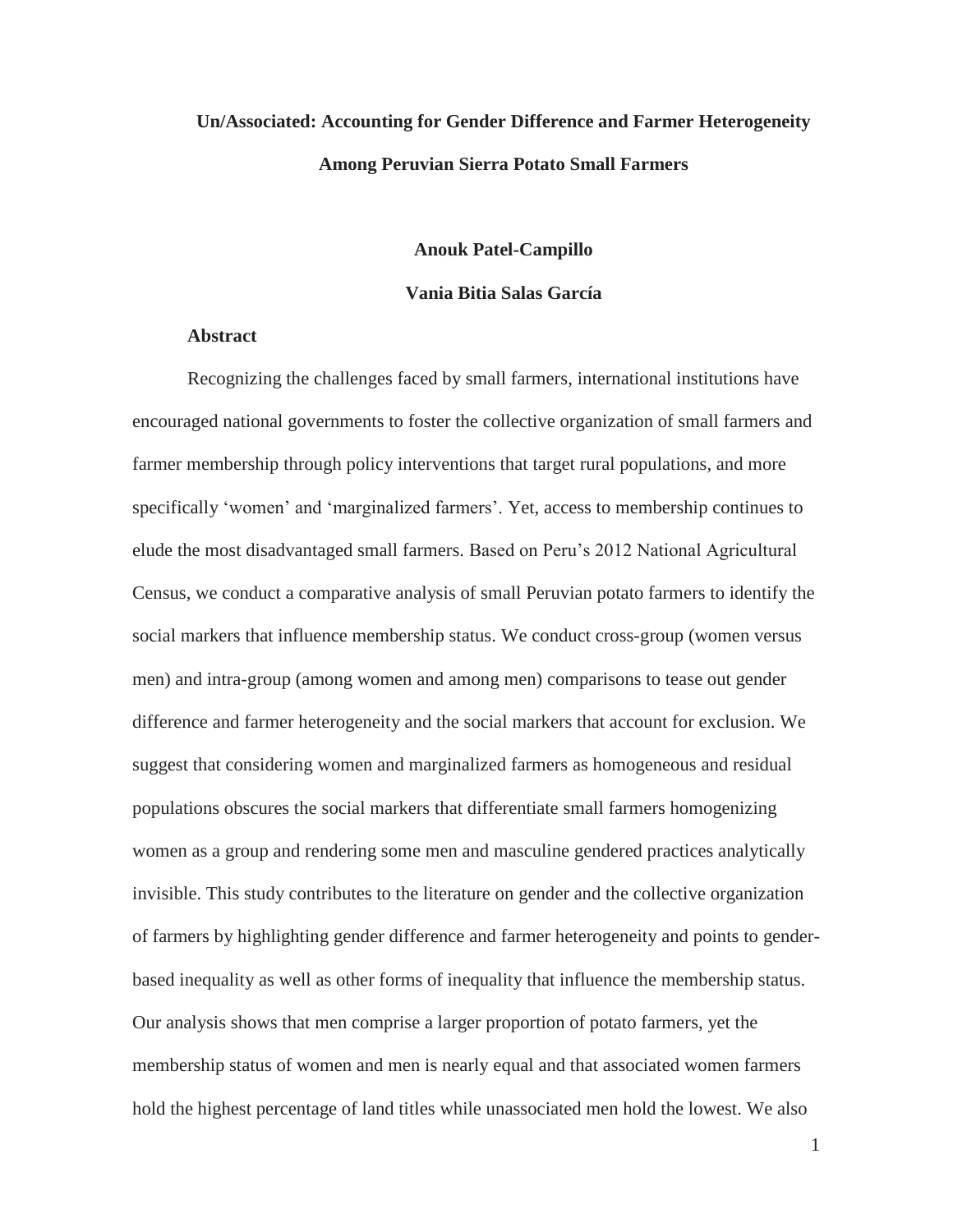# Un/Associated: Accounting for Gender Difference and Farmer Heterogeneity Among Peruvian Sierra Potato Small Farmers

**Anouk Patel-Campillo**

**Vania Bitia Salas García**

## Abstract

Recognizing the challenges faced by small farmers, international institutions have encouraged national governments to foster the collective organization of small farmers and farmer membership through policy interventions that target rural populations, and more specifically 'women' and 'marginalized farmers'. Yet, access to membership continues to elude the most disadvantaged small farmers. Based on Peru's 2012 National Agricultural Census, we conduct a comparative analysis of small Peruvian potato farmers to identify the social markers that influence membership status. We conduct cross-group (women versus men) and intra-group (among women and among men) comparisons to tease out gender difference and farmer heterogeneity and the social markers that account for exclusion. We suggest that considering women and marginalized farmers as homogeneous and residual populations obscures the social markers that differentiate small farmers homogenizing women as a group and rendering some men and masculine gendered practices analytically invisible. This study contributes to the literature on gender and the collective organization of farmers by highlighting gender difference and farmer heterogeneity and points to gender-based inequality as well as other forms of inequality that influence the membership status. Our analysis shows that men comprise a larger proportion of potato farmers, yet the membership status of women and men is nearly equal and that associated women farmers hold the highest percentage of land titles while unassociated men hold the lowest. We also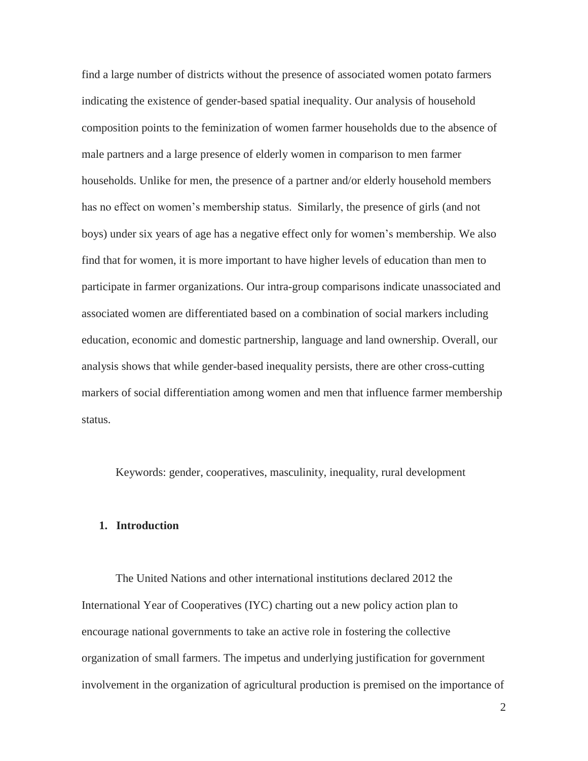find a large number of districts without the presence of associated women potato farmers indicating the existence of gender-based spatial inequality. Our analysis of household composition points to the feminization of women farmer households due to the absence of male partners and a large presence of elderly women in comparison to men farmer households. Unlike for men, the presence of a partner and/or elderly household members has no effect on women's membership status. Similarly, the presence of girls (and not boys) under six years of age has a negative effect only for women's membership. We also find that for women, it is more important to have higher levels of education than men to participate in farmer organizations. Our intra-group comparisons indicate unassociated and associated women are differentiated based on a combination of social markers including education, economic and domestic partnership, language and land ownership. Overall, our analysis shows that while gender-based inequality persists, there are other cross-cutting markers of social differentiation among women and men that influence farmer membership status.

Keywords: gender, cooperatives, masculinity, inequality, rural development

## 1. Introduction

The United Nations and other international institutions declared 2012 the International Year of Cooperatives (IYC) charting out a new policy action plan to encourage national governments to take an active role in fostering the collective organization of small farmers. The impetus and underlying justification for government involvement in the organization of agricultural production is premised on the importance of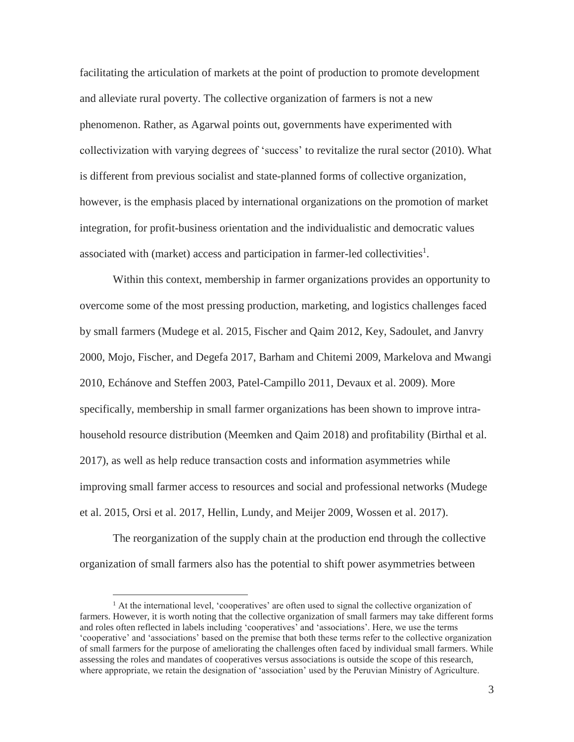facilitating the articulation of markets at the point of production to promote development and alleviate rural poverty. The collective organization of farmers is not a new phenomenon. Rather, as Agarwal points out, governments have experimented with collectivization with varying degrees of 'success' to revitalize the rural sector (2010). What is different from previous socialist and state-planned forms of collective organization, however, is the emphasis placed by international organizations on the promotion of market integration, for profit-business orientation and the individualistic and democratic values associated with (market) access and participation in farmer-led collectivities[1].

Within this context, membership in farmer organizations provides an opportunity to overcome some of the most pressing production, marketing, and logistics challenges faced by small farmers (Mudege et al. 2015, Fischer and Qaim 2012, Key, Sadoulet, and Janvry 2000, Mojo, Fischer, and Degefa 2017, Barham and Chitemi 2009, Markelova and Mwangi 2010, Echánove and Steffen 2003, Patel-Campillo 2011, Devaux et al. 2009). More specifically, membership in small farmer organizations has been shown to improve intra-household resource distribution (Meemken and Qaim 2018) and profitability (Birthal et al. 2017), as well as help reduce transaction costs and information asymmetries while improving small farmer access to resources and social and professional networks (Mudege et al. 2015, Orsi et al. 2017, Hellin, Lundy, and Meijer 2009, Wossen et al. 2017).

The reorganization of the supply chain at the production end through the collective organization of small farmers also has the potential to shift power asymmetries between

[1] At the international level, 'cooperatives' are often used to signal the collective organization of farmers. However, it is worth noting that the collective organization of small farmers may take different forms and roles often reflected in labels including 'cooperatives' and 'associations'. Here, we use the terms 'cooperative' and 'associations' based on the premise that both these terms refer to the collective organization of small farmers for the purpose of ameliorating the challenges often faced by individual small farmers. While assessing the roles and mandates of cooperatives versus associations is outside the scope of this research, where appropriate, we retain the designation of 'association' used by the Peruvian Ministry of Agriculture.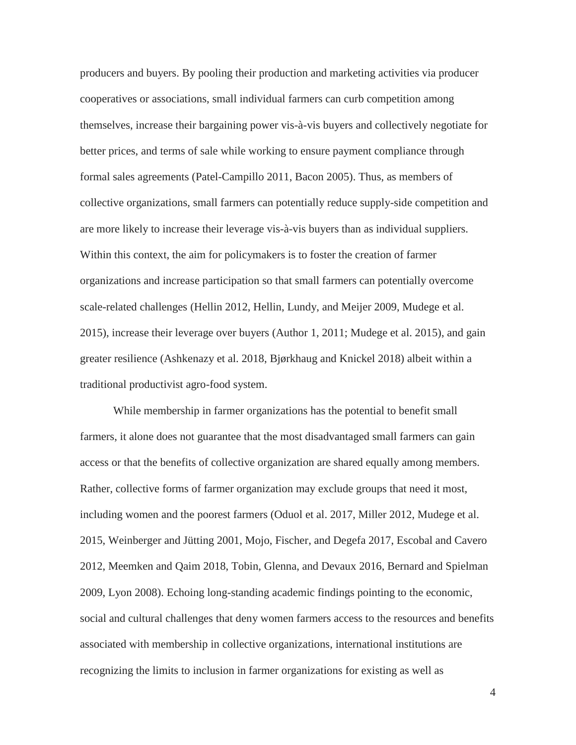producers and buyers. By pooling their production and marketing activities via producer cooperatives or associations, small individual farmers can curb competition among themselves, increase their bargaining power vis-à-vis buyers and collectively negotiate for better prices, and terms of sale while working to ensure payment compliance through formal sales agreements (Patel-Campillo 2011, Bacon 2005). Thus, as members of collective organizations, small farmers can potentially reduce supply-side competition and are more likely to increase their leverage vis-à-vis buyers than as individual suppliers. Within this context, the aim for policymakers is to foster the creation of farmer organizations and increase participation so that small farmers can potentially overcome scale-related challenges (Hellin 2012, Hellin, Lundy, and Meijer 2009, Mudege et al. 2015), increase their leverage over buyers (Author 1, 2011; Mudege et al. 2015), and gain greater resilience (Ashkenazy et al. 2018, Bjørkhaug and Knickel 2018) albeit within a traditional productivist agro-food system.

While membership in farmer organizations has the potential to benefit small farmers, it alone does not guarantee that the most disadvantaged small farmers can gain access or that the benefits of collective organization are shared equally among members. Rather, collective forms of farmer organization may exclude groups that need it most, including women and the poorest farmers (Oduol et al. 2017, Miller 2012, Mudege et al. 2015, Weinberger and Jütting 2001, Mojo, Fischer, and Degefa 2017, Escobal and Cavero 2012, Meemken and Qaim 2018, Tobin, Glenna, and Devaux 2016, Bernard and Spielman 2009, Lyon 2008). Echoing long-standing academic findings pointing to the economic, social and cultural challenges that deny women farmers access to the resources and benefits associated with membership in collective organizations, international institutions are recognizing the limits to inclusion in farmer organizations for existing as well as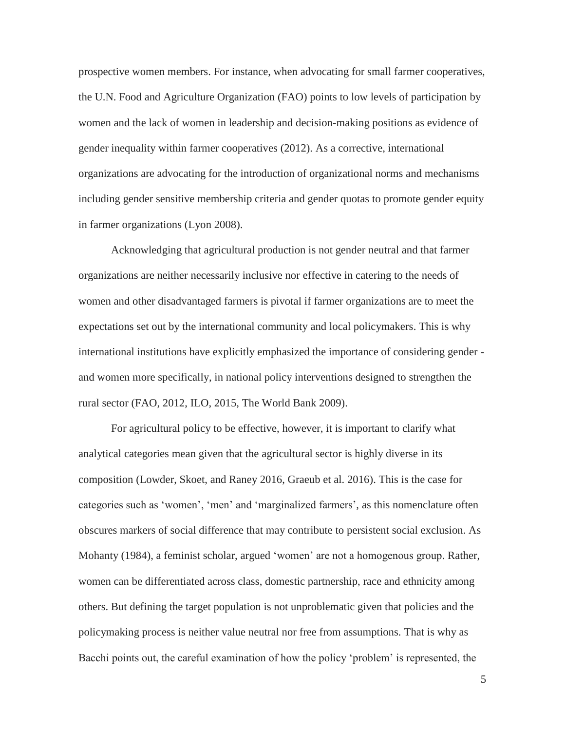prospective women members. For instance, when advocating for small farmer cooperatives, the U.N. Food and Agriculture Organization (FAO) points to low levels of participation by women and the lack of women in leadership and decision-making positions as evidence of gender inequality within farmer cooperatives (2012). As a corrective, international organizations are advocating for the introduction of organizational norms and mechanisms including gender sensitive membership criteria and gender quotas to promote gender equity in farmer organizations (Lyon 2008).

Acknowledging that agricultural production is not gender neutral and that farmer organizations are neither necessarily inclusive nor effective in catering to the needs of women and other disadvantaged farmers is pivotal if farmer organizations are to meet the expectations set out by the international community and local policymakers. This is why international institutions have explicitly emphasized the importance of considering gender - and women more specifically, in national policy interventions designed to strengthen the rural sector (FAO, 2012, ILO, 2015, The World Bank 2009).

For agricultural policy to be effective, however, it is important to clarify what analytical categories mean given that the agricultural sector is highly diverse in its composition (Lowder, Skoet, and Raney 2016, Graeub et al. 2016). This is the case for categories such as 'women', 'men' and 'marginalized farmers', as this nomenclature often obscures markers of social difference that may contribute to persistent social exclusion. As Mohanty (1984), a feminist scholar, argued 'women' are not a homogenous group. Rather, women can be differentiated across class, domestic partnership, race and ethnicity among others. But defining the target population is not unproblematic given that policies and the policymaking process is neither value neutral nor free from assumptions. That is why as Bacchi points out, the careful examination of how the policy 'problem' is represented, the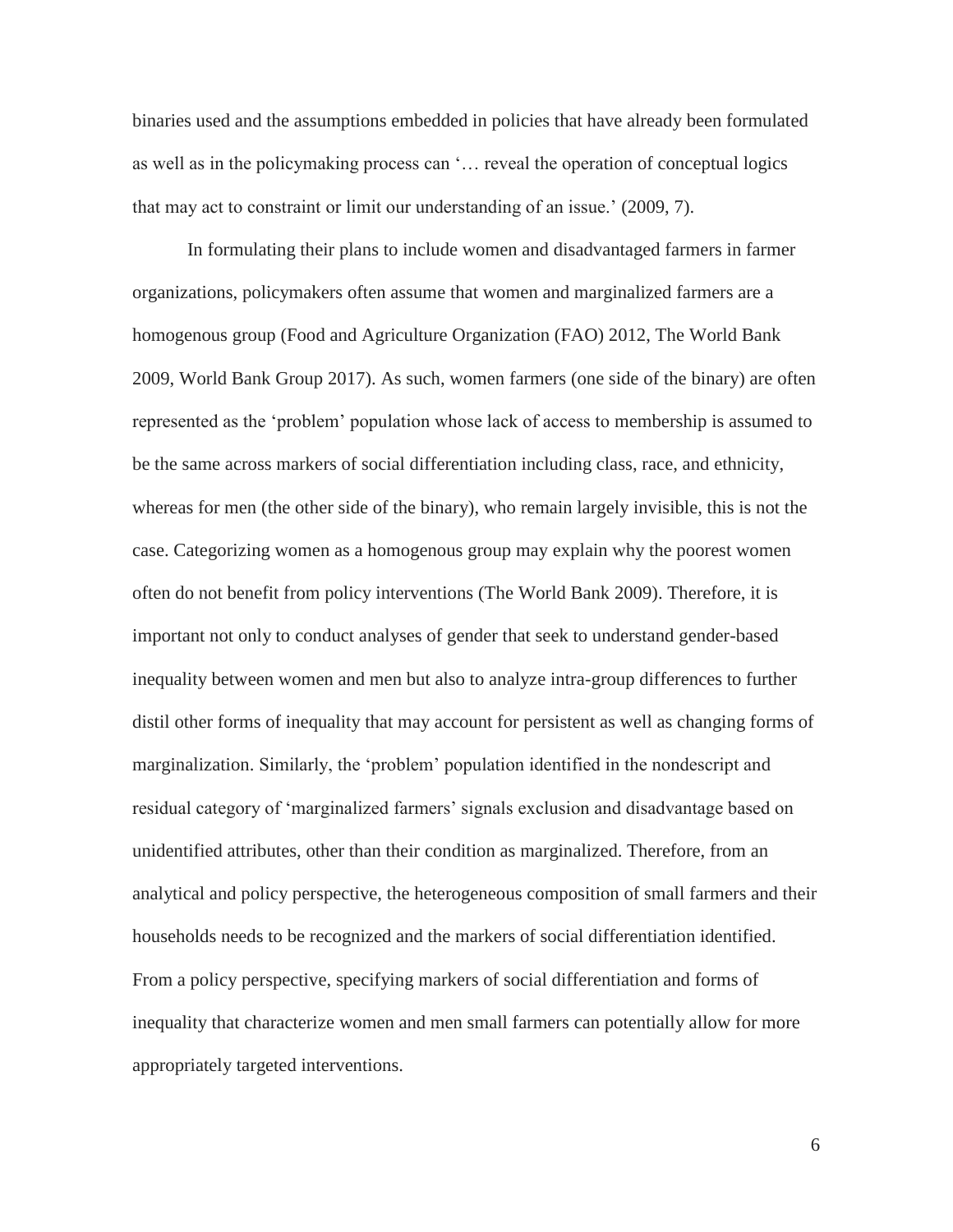binaries used and the assumptions embedded in policies that have already been formulated as well as in the policymaking process can '… reveal the operation of conceptual logics that may act to constraint or limit our understanding of an issue.' (2009, 7).

In formulating their plans to include women and disadvantaged farmers in farmer organizations, policymakers often assume that women and marginalized farmers are a homogenous group (Food and Agriculture Organization (FAO) 2012, The World Bank 2009, World Bank Group 2017). As such, women farmers (one side of the binary) are often represented as the 'problem' population whose lack of access to membership is assumed to be the same across markers of social differentiation including class, race, and ethnicity, whereas for men (the other side of the binary), who remain largely invisible, this is not the case. Categorizing women as a homogenous group may explain why the poorest women often do not benefit from policy interventions (The World Bank 2009). Therefore, it is important not only to conduct analyses of gender that seek to understand gender-based inequality between women and men but also to analyze intra-group differences to further distil other forms of inequality that may account for persistent as well as changing forms of marginalization. Similarly, the 'problem' population identified in the nondescript and residual category of 'marginalized farmers' signals exclusion and disadvantage based on unidentified attributes, other than their condition as marginalized. Therefore, from an analytical and policy perspective, the heterogeneous composition of small farmers and their households needs to be recognized and the markers of social differentiation identified. From a policy perspective, specifying markers of social differentiation and forms of inequality that characterize women and men small farmers can potentially allow for more appropriately targeted interventions.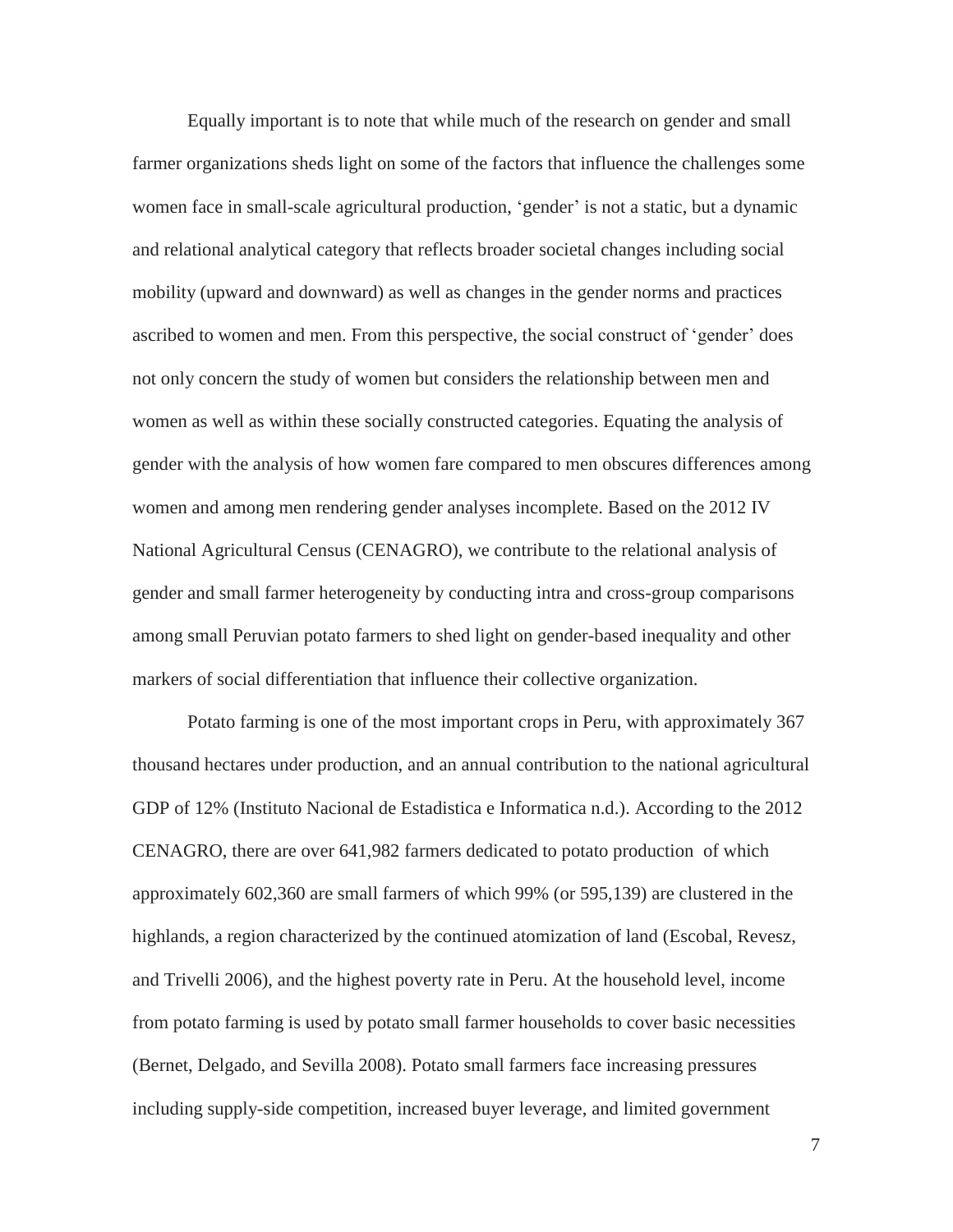Equally important is to note that while much of the research on gender and small farmer organizations sheds light on some of the factors that influence the challenges some women face in small-scale agricultural production, 'gender' is not a static, but a dynamic and relational analytical category that reflects broader societal changes including social mobility (upward and downward) as well as changes in the gender norms and practices ascribed to women and men. From this perspective, the social construct of 'gender' does not only concern the study of women but considers the relationship between men and women as well as within these socially constructed categories. Equating the analysis of gender with the analysis of how women fare compared to men obscures differences among women and among men rendering gender analyses incomplete. Based on the 2012 IV National Agricultural Census (CENAGRO), we contribute to the relational analysis of gender and small farmer heterogeneity by conducting intra and cross-group comparisons among small Peruvian potato farmers to shed light on gender-based inequality and other markers of social differentiation that influence their collective organization.

Potato farming is one of the most important crops in Peru, with approximately 367 thousand hectares under production, and an annual contribution to the national agricultural GDP of 12% (Instituto Nacional de Estadistica e Informatica n.d.). According to the 2012 CENAGRO, there are over 641,982 farmers dedicated to potato production of which approximately 602,360 are small farmers of which 99% (or 595,139) are clustered in the highlands, a region characterized by the continued atomization of land (Escobal, Revesz, and Trivelli 2006), and the highest poverty rate in Peru. At the household level, income from potato farming is used by potato small farmer households to cover basic necessities (Bernet, Delgado, and Sevilla 2008). Potato small farmers face increasing pressures including supply-side competition, increased buyer leverage, and limited government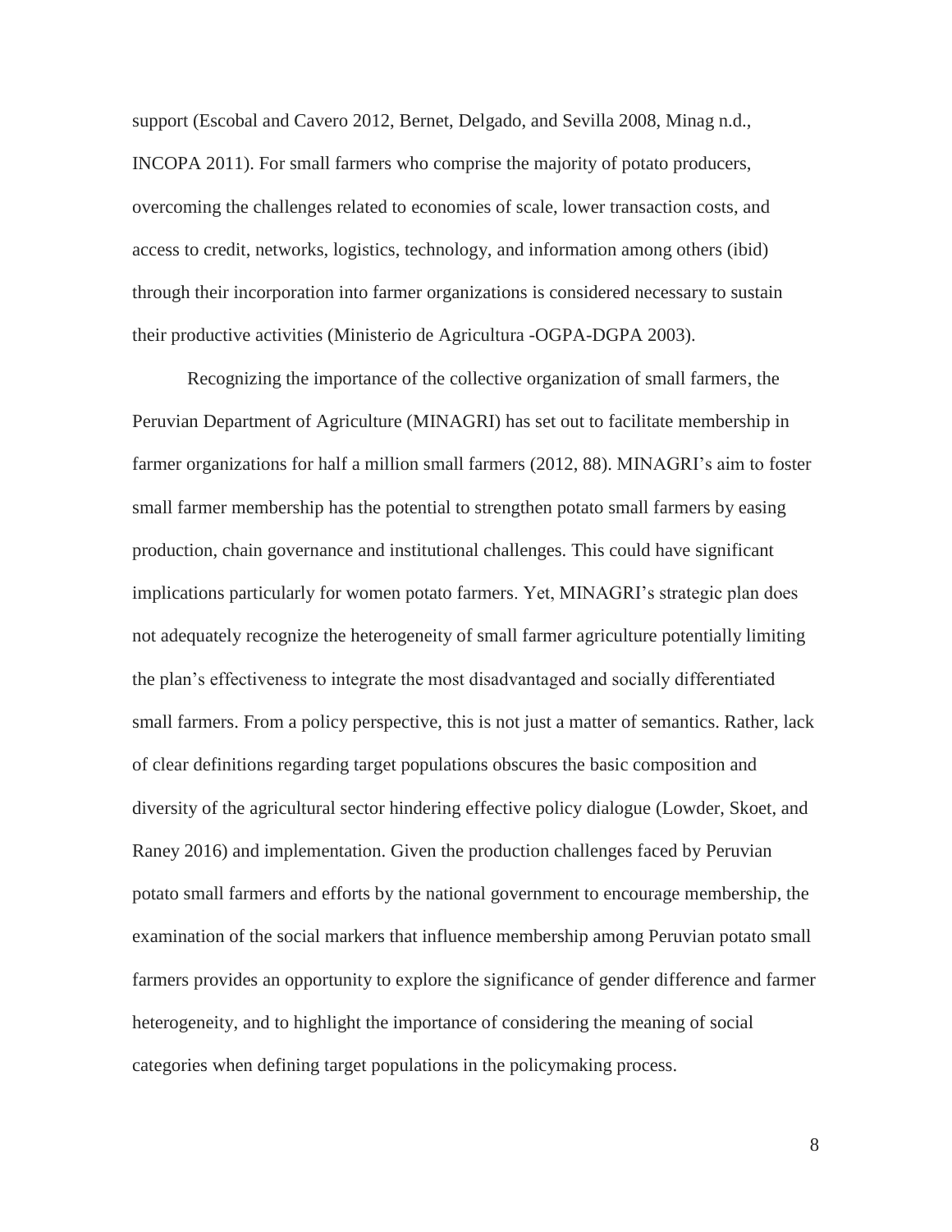support (Escobal and Cavero 2012, Bernet, Delgado, and Sevilla 2008, Minag n.d., INCOPA 2011). For small farmers who comprise the majority of potato producers, overcoming the challenges related to economies of scale, lower transaction costs, and access to credit, networks, logistics, technology, and information among others (ibid) through their incorporation into farmer organizations is considered necessary to sustain their productive activities (Ministerio de Agricultura -OGPA-DGPA 2003).

Recognizing the importance of the collective organization of small farmers, the Peruvian Department of Agriculture (MINAGRI) has set out to facilitate membership in farmer organizations for half a million small farmers (2012, 88). MINAGRI's aim to foster small farmer membership has the potential to strengthen potato small farmers by easing production, chain governance and institutional challenges. This could have significant implications particularly for women potato farmers. Yet, MINAGRI's strategic plan does not adequately recognize the heterogeneity of small farmer agriculture potentially limiting the plan's effectiveness to integrate the most disadvantaged and socially differentiated small farmers. From a policy perspective, this is not just a matter of semantics. Rather, lack of clear definitions regarding target populations obscures the basic composition and diversity of the agricultural sector hindering effective policy dialogue (Lowder, Skoet, and Raney 2016) and implementation. Given the production challenges faced by Peruvian potato small farmers and efforts by the national government to encourage membership, the examination of the social markers that influence membership among Peruvian potato small farmers provides an opportunity to explore the significance of gender difference and farmer heterogeneity, and to highlight the importance of considering the meaning of social categories when defining target populations in the policymaking process.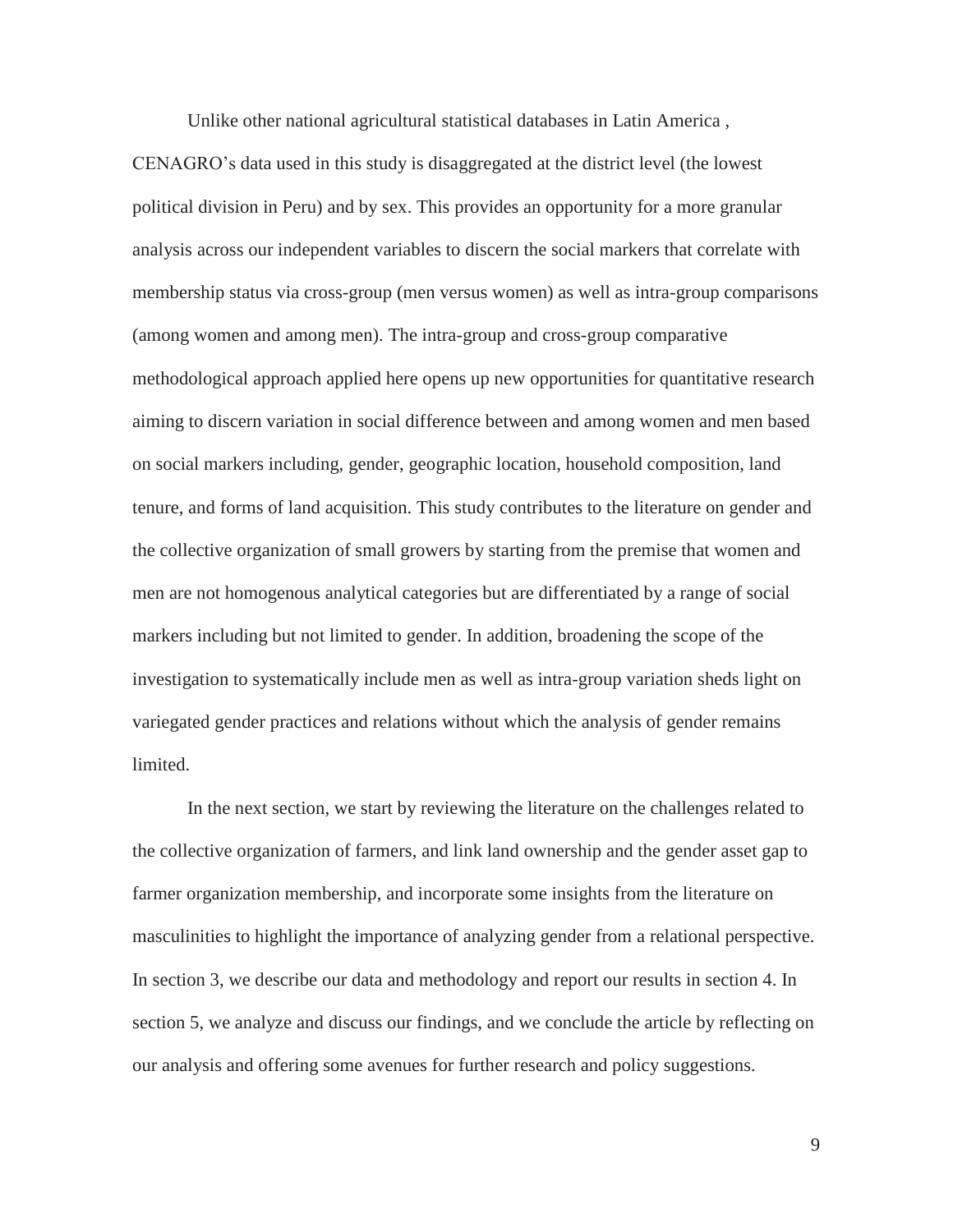Unlike other national agricultural statistical databases in Latin America , CENAGRO's data used in this study is disaggregated at the district level (the lowest political division in Peru) and by sex. This provides an opportunity for a more granular analysis across our independent variables to discern the social markers that correlate with membership status via cross-group (men versus women) as well as intra-group comparisons (among women and among men). The intra-group and cross-group comparative methodological approach applied here opens up new opportunities for quantitative research aiming to discern variation in social difference between and among women and men based on social markers including, gender, geographic location, household composition, land tenure, and forms of land acquisition. This study contributes to the literature on gender and the collective organization of small growers by starting from the premise that women and men are not homogenous analytical categories but are differentiated by a range of social markers including but not limited to gender. In addition, broadening the scope of the investigation to systematically include men as well as intra-group variation sheds light on variegated gender practices and relations without which the analysis of gender remains limited.

In the next section, we start by reviewing the literature on the challenges related to the collective organization of farmers, and link land ownership and the gender asset gap to farmer organization membership, and incorporate some insights from the literature on masculinities to highlight the importance of analyzing gender from a relational perspective. In section 3, we describe our data and methodology and report our results in section 4. In section 5, we analyze and discuss our findings, and we conclude the article by reflecting on our analysis and offering some avenues for further research and policy suggestions.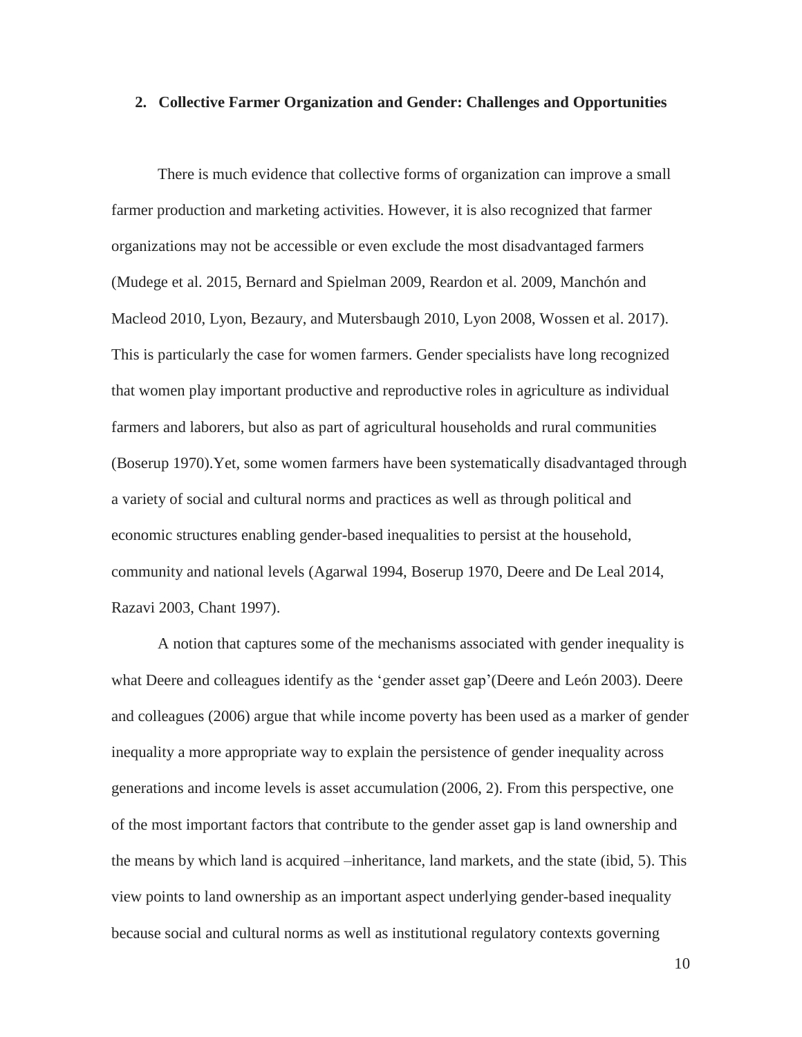## 2. Collective Farmer Organization and Gender: Challenges and Opportunities

There is much evidence that collective forms of organization can improve a small farmer production and marketing activities. However, it is also recognized that farmer organizations may not be accessible or even exclude the most disadvantaged farmers (Mudege et al. 2015, Bernard and Spielman 2009, Reardon et al. 2009, Manchón and Macleod 2010, Lyon, Bezaury, and Mutersbaugh 2010, Lyon 2008, Wossen et al. 2017). This is particularly the case for women farmers. Gender specialists have long recognized that women play important productive and reproductive roles in agriculture as individual farmers and laborers, but also as part of agricultural households and rural communities (Boserup 1970).Yet, some women farmers have been systematically disadvantaged through a variety of social and cultural norms and practices as well as through political and economic structures enabling gender-based inequalities to persist at the household, community and national levels (Agarwal 1994, Boserup 1970, Deere and De Leal 2014, Razavi 2003, Chant 1997).

A notion that captures some of the mechanisms associated with gender inequality is what Deere and colleagues identify as the 'gender asset gap'(Deere and León 2003). Deere and colleagues (2006) argue that while income poverty has been used as a marker of gender inequality a more appropriate way to explain the persistence of gender inequality across generations and income levels is asset accumulation (2006, 2). From this perspective, one of the most important factors that contribute to the gender asset gap is land ownership and the means by which land is acquired –inheritance, land markets, and the state (ibid, 5). This view points to land ownership as an important aspect underlying gender-based inequality because social and cultural norms as well as institutional regulatory contexts governing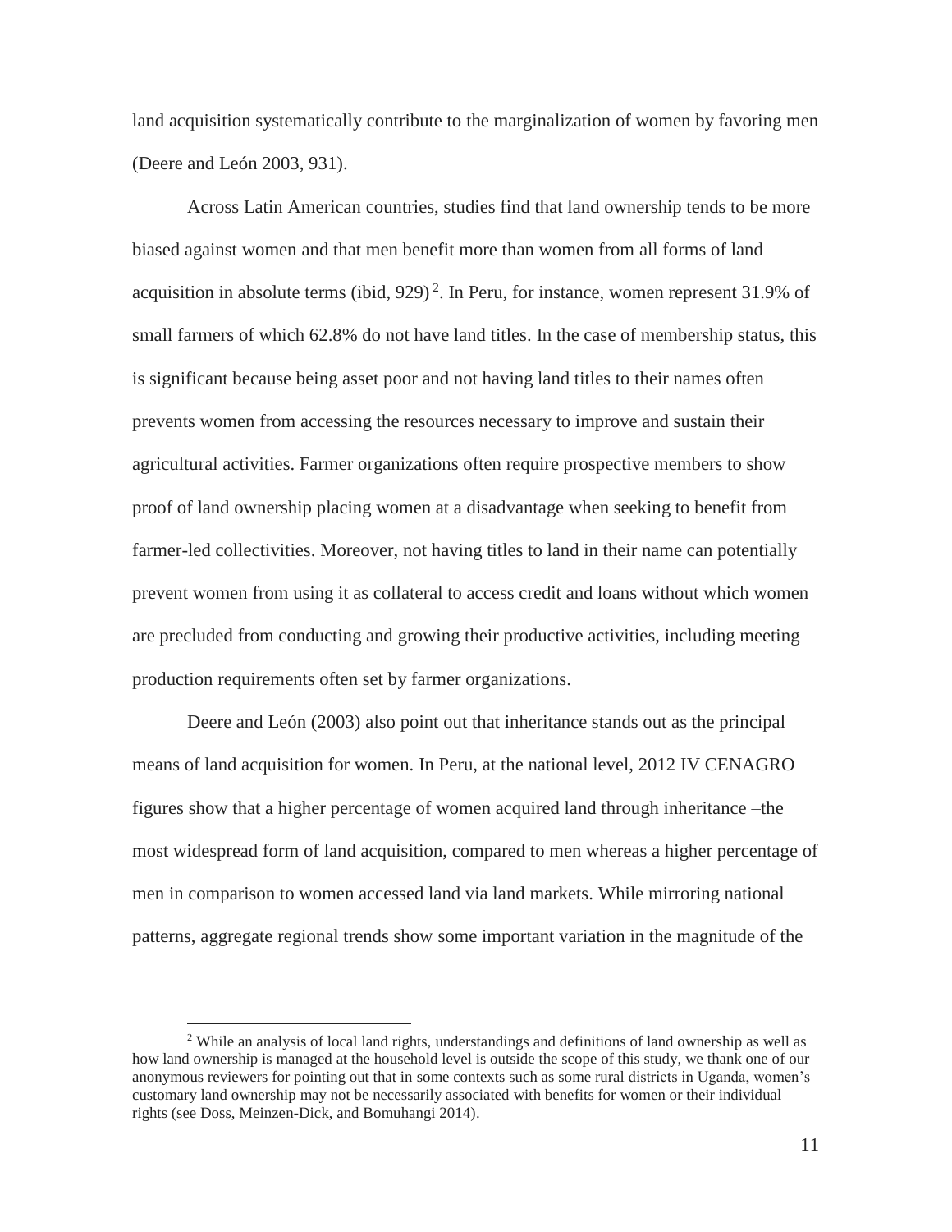land acquisition systematically contribute to the marginalization of women by favoring men (Deere and León 2003, 931).

Across Latin American countries, studies find that land ownership tends to be more biased against women and that men benefit more than women from all forms of land acquisition in absolute terms (ibid, 929) [2]. In Peru, for instance, women represent 31.9% of small farmers of which 62.8% do not have land titles. In the case of membership status, this is significant because being asset poor and not having land titles to their names often prevents women from accessing the resources necessary to improve and sustain their agricultural activities. Farmer organizations often require prospective members to show proof of land ownership placing women at a disadvantage when seeking to benefit from farmer-led collectivities. Moreover, not having titles to land in their name can potentially prevent women from using it as collateral to access credit and loans without which women are precluded from conducting and growing their productive activities, including meeting production requirements often set by farmer organizations.

Deere and León (2003) also point out that inheritance stands out as the principal means of land acquisition for women. In Peru, at the national level, 2012 IV CENAGRO figures show that a higher percentage of women acquired land through inheritance –the most widespread form of land acquisition, compared to men whereas a higher percentage of men in comparison to women accessed land via land markets. While mirroring national patterns, aggregate regional trends show some important variation in the magnitude of the

[2] While an analysis of local land rights, understandings and definitions of land ownership as well as how land ownership is managed at the household level is outside the scope of this study, we thank one of our anonymous reviewers for pointing out that in some contexts such as some rural districts in Uganda, women's customary land ownership may not be necessarily associated with benefits for women or their individual rights (see Doss, Meinzen-Dick, and Bomuhangi 2014).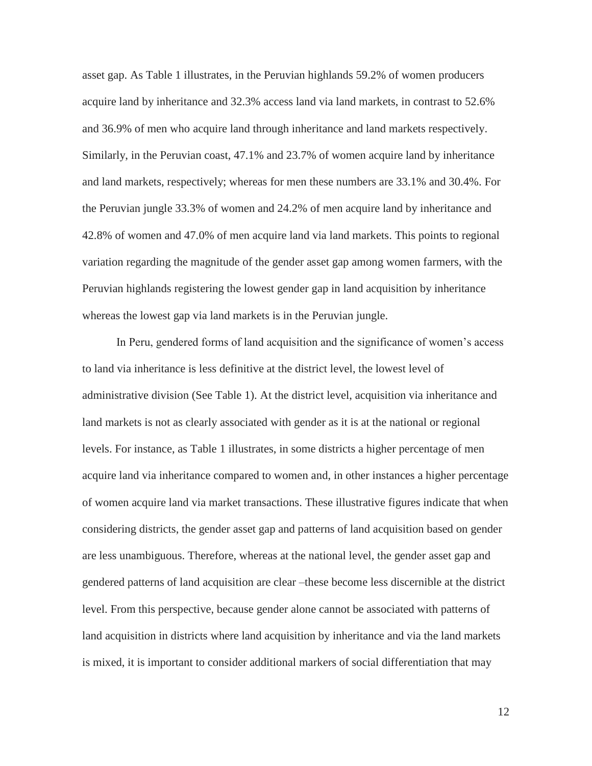asset gap. As Table 1 illustrates, in the Peruvian highlands 59.2% of women producers acquire land by inheritance and 32.3% access land via land markets, in contrast to 52.6% and 36.9% of men who acquire land through inheritance and land markets respectively. Similarly, in the Peruvian coast, 47.1% and 23.7% of women acquire land by inheritance and land markets, respectively; whereas for men these numbers are 33.1% and 30.4%. For the Peruvian jungle 33.3% of women and 24.2% of men acquire land by inheritance and 42.8% of women and 47.0% of men acquire land via land markets. This points to regional variation regarding the magnitude of the gender asset gap among women farmers, with the Peruvian highlands registering the lowest gender gap in land acquisition by inheritance whereas the lowest gap via land markets is in the Peruvian jungle.

In Peru, gendered forms of land acquisition and the significance of women's access to land via inheritance is less definitive at the district level, the lowest level of administrative division (See Table 1). At the district level, acquisition via inheritance and land markets is not as clearly associated with gender as it is at the national or regional levels. For instance, as Table 1 illustrates, in some districts a higher percentage of men acquire land via inheritance compared to women and, in other instances a higher percentage of women acquire land via market transactions. These illustrative figures indicate that when considering districts, the gender asset gap and patterns of land acquisition based on gender are less unambiguous. Therefore, whereas at the national level, the gender asset gap and gendered patterns of land acquisition are clear –these become less discernible at the district level. From this perspective, because gender alone cannot be associated with patterns of land acquisition in districts where land acquisition by inheritance and via the land markets is mixed, it is important to consider additional markers of social differentiation that may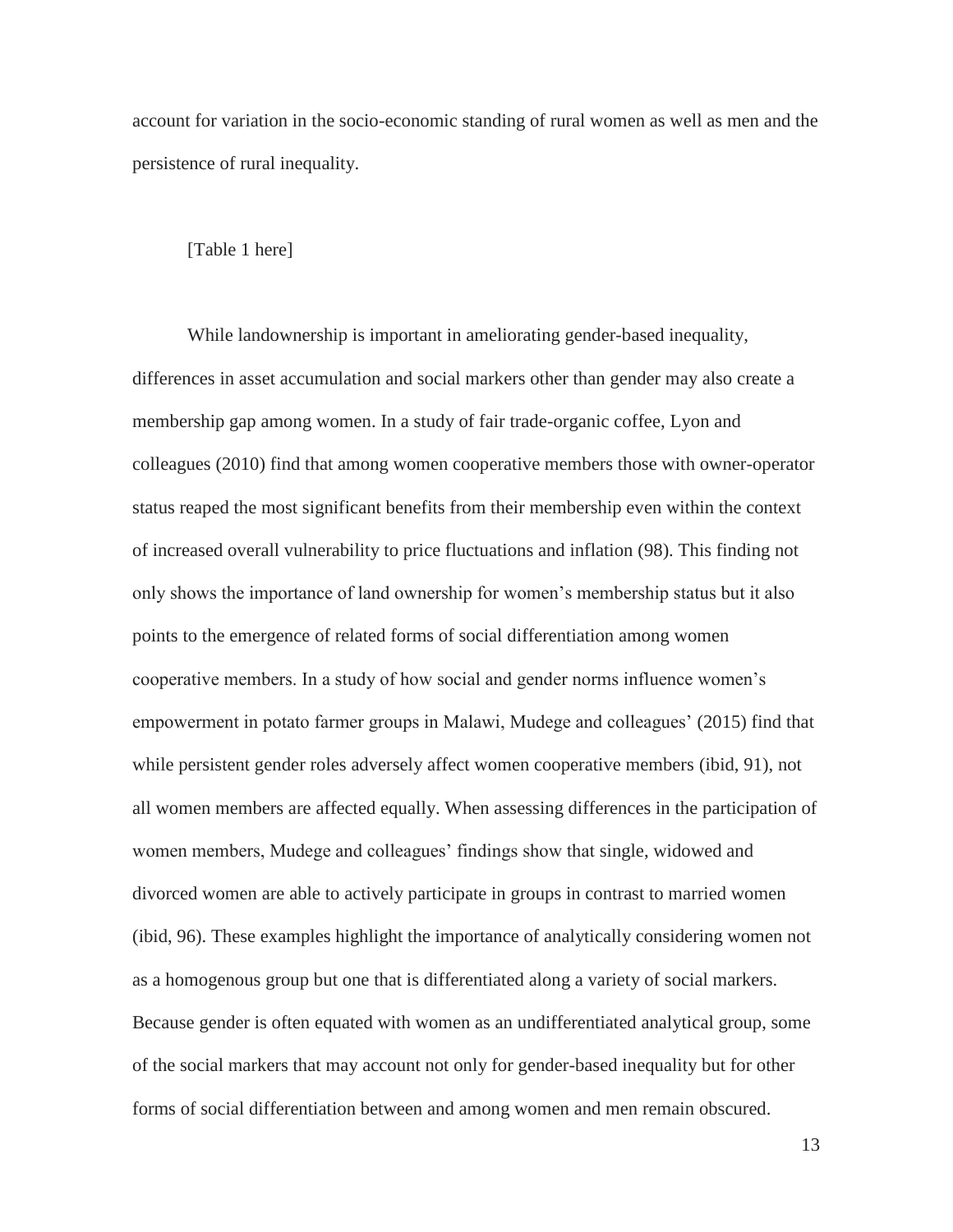account for variation in the socio-economic standing of rural women as well as men and the persistence of rural inequality.

[Table 1 here]

While landownership is important in ameliorating gender-based inequality, differences in asset accumulation and social markers other than gender may also create a membership gap among women. In a study of fair trade-organic coffee, Lyon and colleagues (2010) find that among women cooperative members those with owner-operator status reaped the most significant benefits from their membership even within the context of increased overall vulnerability to price fluctuations and inflation (98). This finding not only shows the importance of land ownership for women's membership status but it also points to the emergence of related forms of social differentiation among women cooperative members. In a study of how social and gender norms influence women's empowerment in potato farmer groups in Malawi, Mudege and colleagues' (2015) find that while persistent gender roles adversely affect women cooperative members (ibid, 91), not all women members are affected equally. When assessing differences in the participation of women members, Mudege and colleagues' findings show that single, widowed and divorced women are able to actively participate in groups in contrast to married women (ibid, 96). These examples highlight the importance of analytically considering women not as a homogenous group but one that is differentiated along a variety of social markers. Because gender is often equated with women as an undifferentiated analytical group, some of the social markers that may account not only for gender-based inequality but for other forms of social differentiation between and among women and men remain obscured.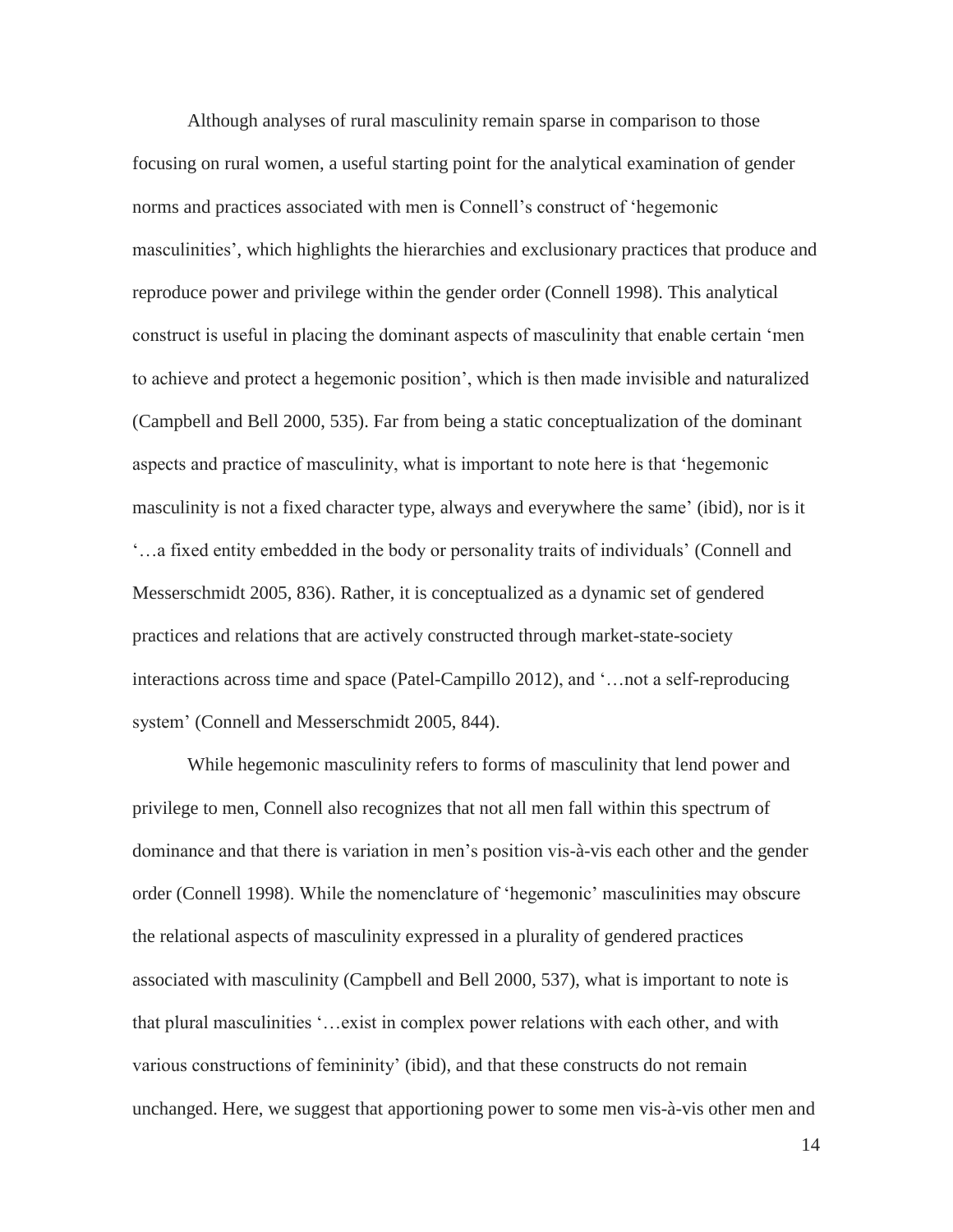Although analyses of rural masculinity remain sparse in comparison to those focusing on rural women, a useful starting point for the analytical examination of gender norms and practices associated with men is Connell's construct of 'hegemonic masculinities', which highlights the hierarchies and exclusionary practices that produce and reproduce power and privilege within the gender order (Connell 1998). This analytical construct is useful in placing the dominant aspects of masculinity that enable certain 'men to achieve and protect a hegemonic position', which is then made invisible and naturalized (Campbell and Bell 2000, 535). Far from being a static conceptualization of the dominant aspects and practice of masculinity, what is important to note here is that 'hegemonic masculinity is not a fixed character type, always and everywhere the same' (ibid), nor is it '…a fixed entity embedded in the body or personality traits of individuals' (Connell and Messerschmidt 2005, 836). Rather, it is conceptualized as a dynamic set of gendered practices and relations that are actively constructed through market-state-society interactions across time and space (Patel-Campillo 2012), and '…not a self-reproducing system' (Connell and Messerschmidt 2005, 844).

While hegemonic masculinity refers to forms of masculinity that lend power and privilege to men, Connell also recognizes that not all men fall within this spectrum of dominance and that there is variation in men's position vis-à-vis each other and the gender order (Connell 1998). While the nomenclature of 'hegemonic' masculinities may obscure the relational aspects of masculinity expressed in a plurality of gendered practices associated with masculinity (Campbell and Bell 2000, 537), what is important to note is that plural masculinities '…exist in complex power relations with each other, and with various constructions of femininity' (ibid), and that these constructs do not remain unchanged. Here, we suggest that apportioning power to some men vis-à-vis other men and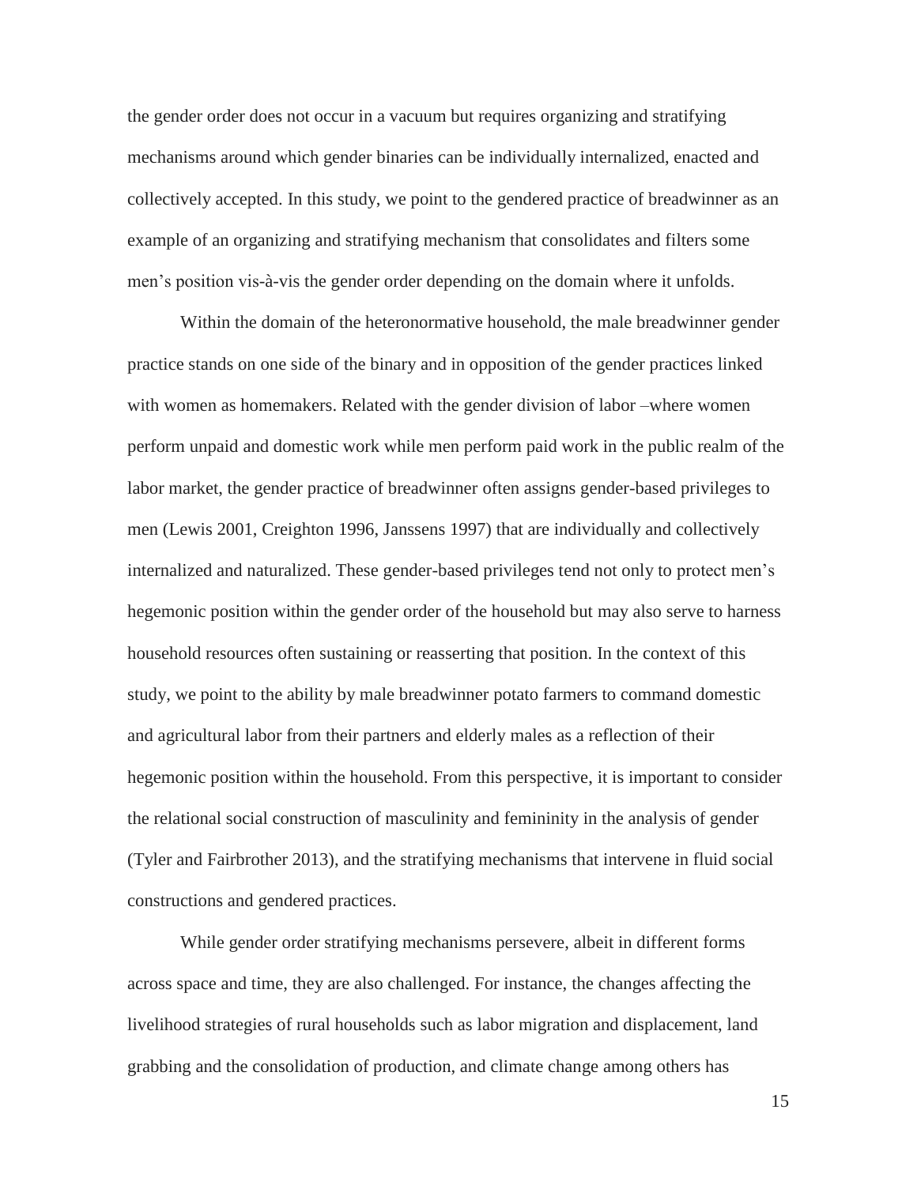the gender order does not occur in a vacuum but requires organizing and stratifying mechanisms around which gender binaries can be individually internalized, enacted and collectively accepted. In this study, we point to the gendered practice of breadwinner as an example of an organizing and stratifying mechanism that consolidates and filters some men's position vis-à-vis the gender order depending on the domain where it unfolds.

Within the domain of the heteronormative household, the male breadwinner gender practice stands on one side of the binary and in opposition of the gender practices linked with women as homemakers. Related with the gender division of labor –where women perform unpaid and domestic work while men perform paid work in the public realm of the labor market, the gender practice of breadwinner often assigns gender-based privileges to men (Lewis 2001, Creighton 1996, Janssens 1997) that are individually and collectively internalized and naturalized. These gender-based privileges tend not only to protect men's hegemonic position within the gender order of the household but may also serve to harness household resources often sustaining or reasserting that position. In the context of this study, we point to the ability by male breadwinner potato farmers to command domestic and agricultural labor from their partners and elderly males as a reflection of their hegemonic position within the household. From this perspective, it is important to consider the relational social construction of masculinity and femininity in the analysis of gender (Tyler and Fairbrother 2013), and the stratifying mechanisms that intervene in fluid social constructions and gendered practices.

While gender order stratifying mechanisms persevere, albeit in different forms across space and time, they are also challenged. For instance, the changes affecting the livelihood strategies of rural households such as labor migration and displacement, land grabbing and the consolidation of production, and climate change among others has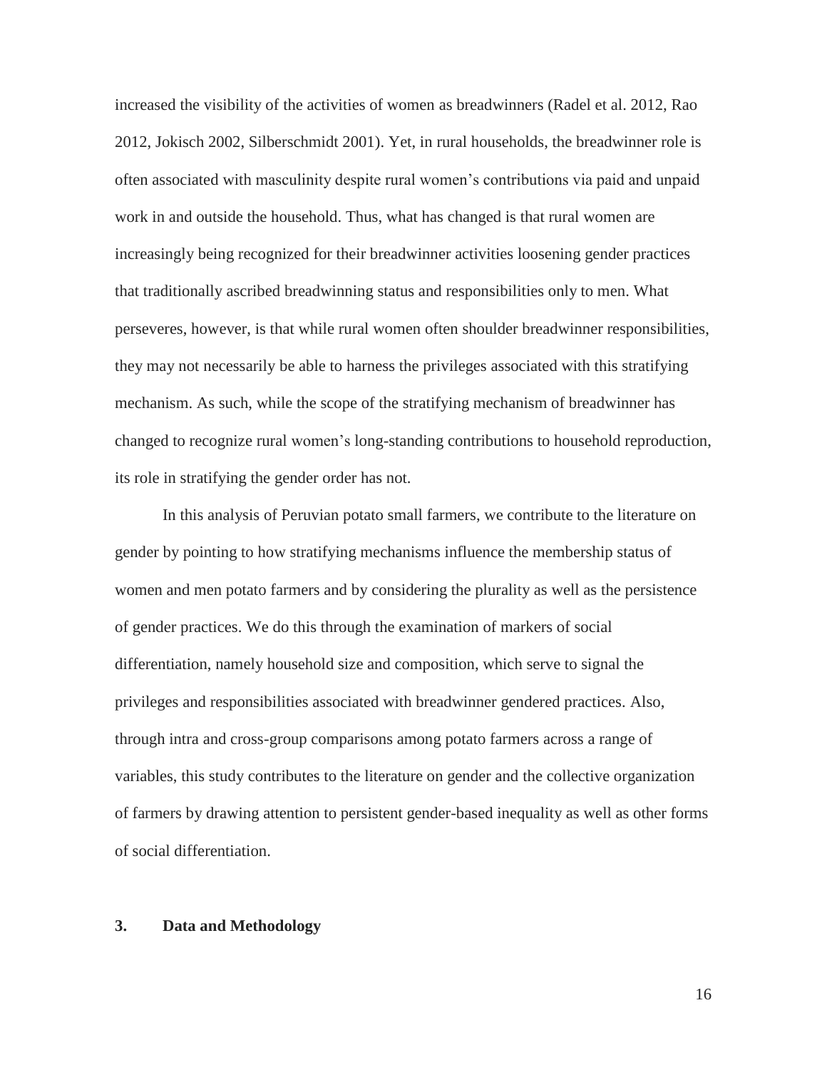increased the visibility of the activities of women as breadwinners (Radel et al. 2012, Rao 2012, Jokisch 2002, Silberschmidt 2001). Yet, in rural households, the breadwinner role is often associated with masculinity despite rural women's contributions via paid and unpaid work in and outside the household. Thus, what has changed is that rural women are increasingly being recognized for their breadwinner activities loosening gender practices that traditionally ascribed breadwinning status and responsibilities only to men. What perseveres, however, is that while rural women often shoulder breadwinner responsibilities, they may not necessarily be able to harness the privileges associated with this stratifying mechanism. As such, while the scope of the stratifying mechanism of breadwinner has changed to recognize rural women's long-standing contributions to household reproduction, its role in stratifying the gender order has not.

In this analysis of Peruvian potato small farmers, we contribute to the literature on gender by pointing to how stratifying mechanisms influence the membership status of women and men potato farmers and by considering the plurality as well as the persistence of gender practices. We do this through the examination of markers of social differentiation, namely household size and composition, which serve to signal the privileges and responsibilities associated with breadwinner gendered practices. Also, through intra and cross-group comparisons among potato farmers across a range of variables, this study contributes to the literature on gender and the collective organization of farmers by drawing attention to persistent gender-based inequality as well as other forms of social differentiation.

## 3. Data and Methodology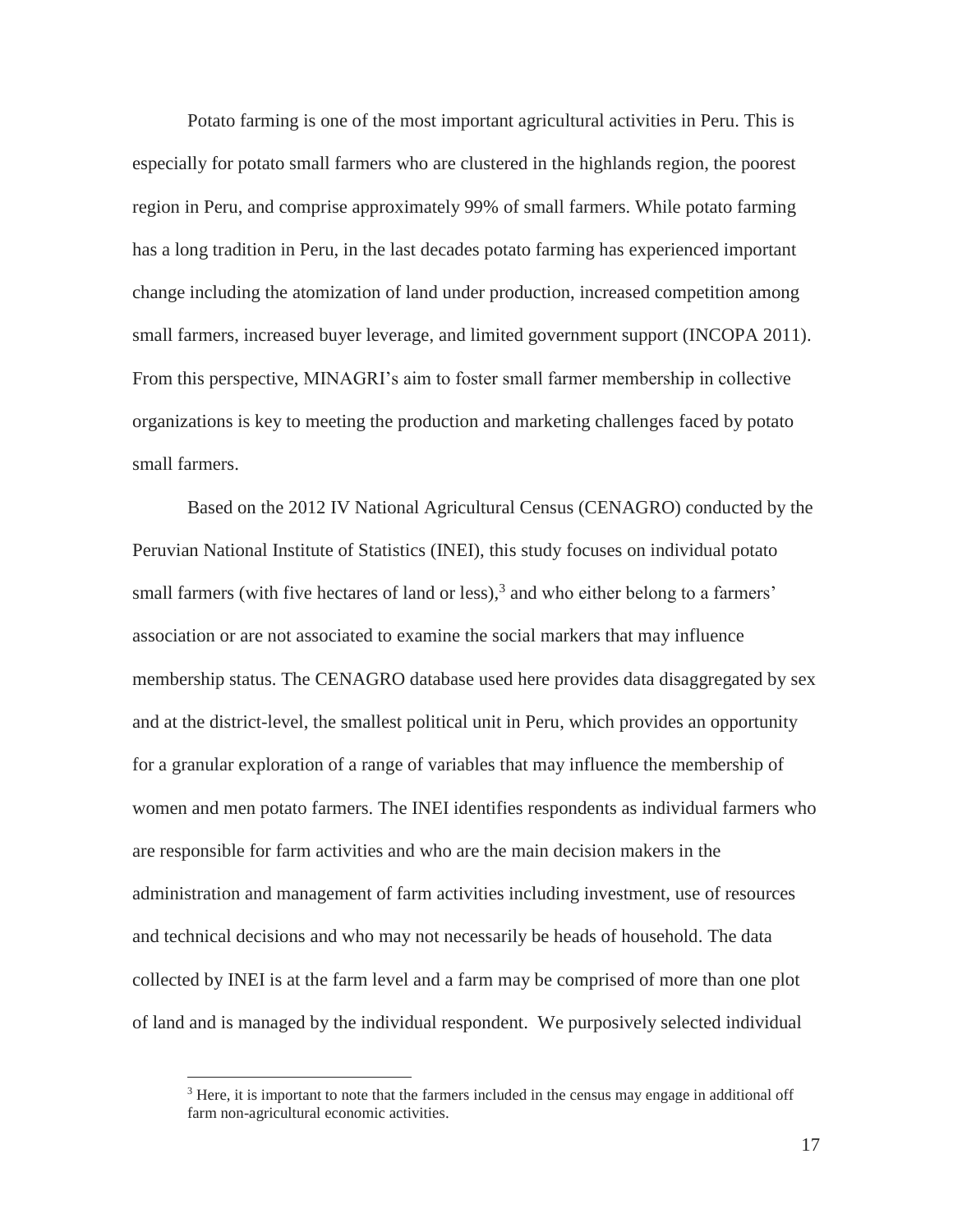Potato farming is one of the most important agricultural activities in Peru. This is especially for potato small farmers who are clustered in the highlands region, the poorest region in Peru, and comprise approximately 99% of small farmers. While potato farming has a long tradition in Peru, in the last decades potato farming has experienced important change including the atomization of land under production, increased competition among small farmers, increased buyer leverage, and limited government support (INCOPA 2011). From this perspective, MINAGRI's aim to foster small farmer membership in collective organizations is key to meeting the production and marketing challenges faced by potato small farmers.

Based on the 2012 IV National Agricultural Census (CENAGRO) conducted by the Peruvian National Institute of Statistics (INEI), this study focuses on individual potato small farmers (with five hectares of land or less),[3] and who either belong to a farmers' association or are not associated to examine the social markers that may influence membership status. The CENAGRO database used here provides data disaggregated by sex and at the district-level, the smallest political unit in Peru, which provides an opportunity for a granular exploration of a range of variables that may influence the membership of women and men potato farmers. The INEI identifies respondents as individual farmers who are responsible for farm activities and who are the main decision makers in the administration and management of farm activities including investment, use of resources and technical decisions and who may not necessarily be heads of household. The data collected by INEI is at the farm level and a farm may be comprised of more than one plot of land and is managed by the individual respondent. We purposively selected individual

[3] Here, it is important to note that the farmers included in the census may engage in additional off farm non-agricultural economic activities.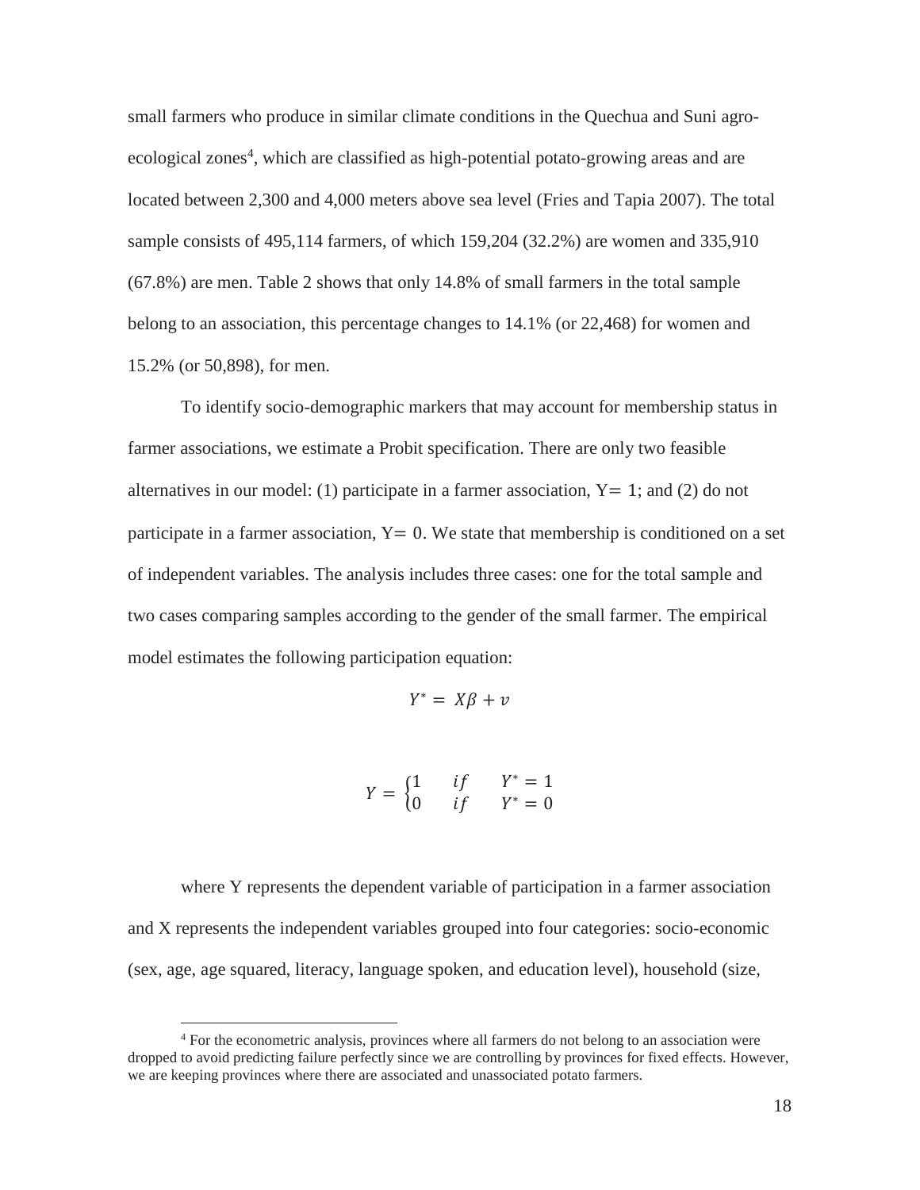small farmers who produce in similar climate conditions in the Quechua and Suni agro-ecological zones[4], which are classified as high-potential potato-growing areas and are located between 2,300 and 4,000 meters above sea level (Fries and Tapia 2007). The total sample consists of 495,114 farmers, of which 159,204 (32.2%) are women and 335,910 (67.8%) are men. Table 2 shows that only 14.8% of small farmers in the total sample belong to an association, this percentage changes to 14.1% (or 22,468) for women and 15.2% (or 50,898), for men.

To identify socio-demographic markers that may account for membership status in farmer associations, we estimate a Probit specification. There are only two feasible alternatives in our model: (1) participate in a farmer association, $Y = 1$; and (2) do not participate in a farmer association, $Y = 0$. We state that membership is conditioned on a set of independent variables. The analysis includes three cases: one for the total sample and two cases comparing samples according to the gender of the small farmer. The empirical model estimates the following participation equation:

$$Y^* = X\beta + v$$

$$Y = \begin{cases} 1 & if \quad Y^* = 1 \\ 0 & if \quad Y^* = 0 \end{cases}$$

where Y represents the dependent variable of participation in a farmer association and X represents the independent variables grouped into four categories: socio-economic (sex, age, age squared, literacy, language spoken, and education level), household (size,

[4] For the econometric analysis, provinces where all farmers do not belong to an association were dropped to avoid predicting failure perfectly since we are controlling by provinces for fixed effects. However, we are keeping provinces where there are associated and unassociated potato farmers.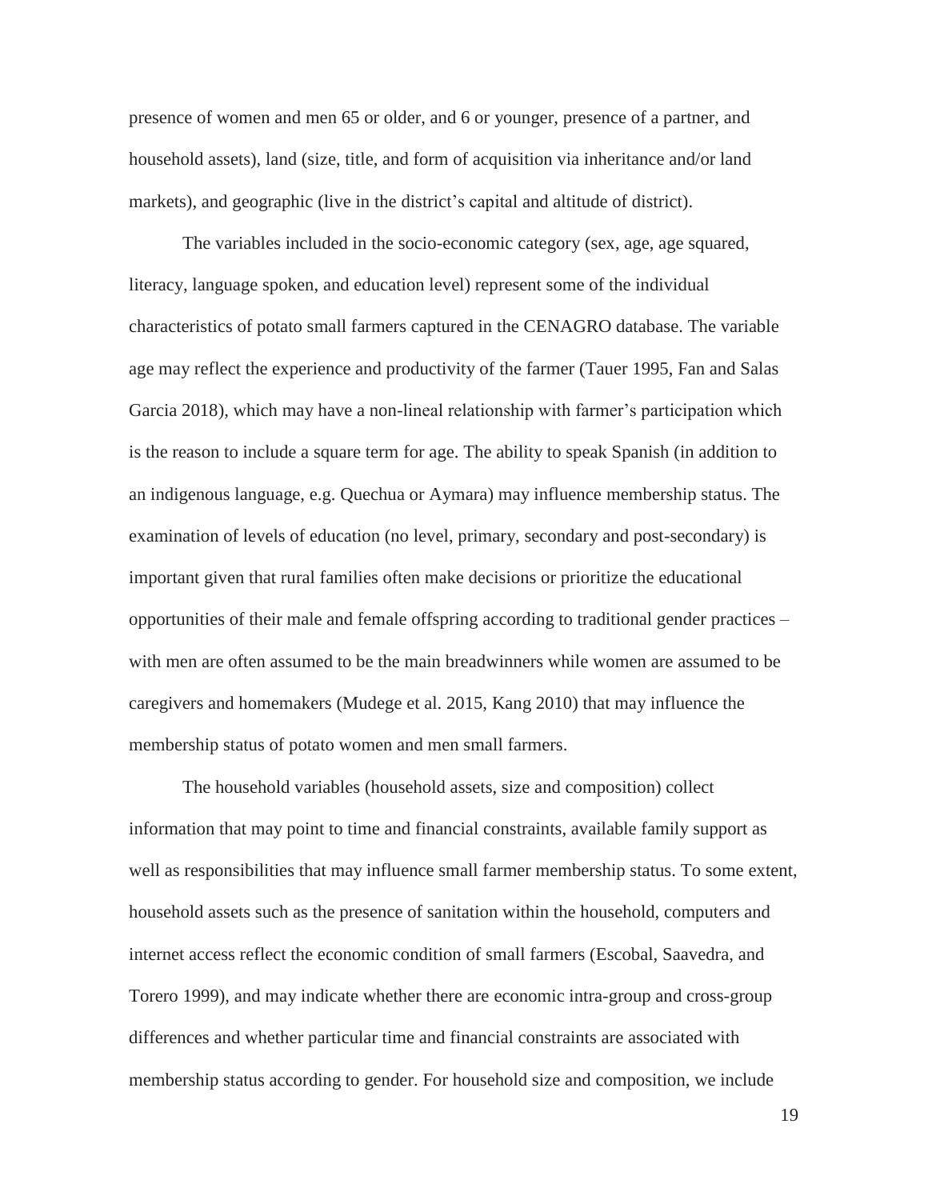presence of women and men 65 or older, and 6 or younger, presence of a partner, and household assets), land (size, title, and form of acquisition via inheritance and/or land markets), and geographic (live in the district's capital and altitude of district).

The variables included in the socio-economic category (sex, age, age squared, literacy, language spoken, and education level) represent some of the individual characteristics of potato small farmers captured in the CENAGRO database. The variable age may reflect the experience and productivity of the farmer (Tauer 1995, Fan and Salas Garcia 2018), which may have a non-lineal relationship with farmer's participation which is the reason to include a square term for age. The ability to speak Spanish (in addition to an indigenous language, e.g. Quechua or Aymara) may influence membership status. The examination of levels of education (no level, primary, secondary and post-secondary) is important given that rural families often make decisions or prioritize the educational opportunities of their male and female offspring according to traditional gender practices – with men are often assumed to be the main breadwinners while women are assumed to be caregivers and homemakers (Mudege et al. 2015, Kang 2010) that may influence the membership status of potato women and men small farmers.

The household variables (household assets, size and composition) collect information that may point to time and financial constraints, available family support as well as responsibilities that may influence small farmer membership status. To some extent, household assets such as the presence of sanitation within the household, computers and internet access reflect the economic condition of small farmers (Escobal, Saavedra, and Torero 1999), and may indicate whether there are economic intra-group and cross-group differences and whether particular time and financial constraints are associated with membership status according to gender. For household size and composition, we include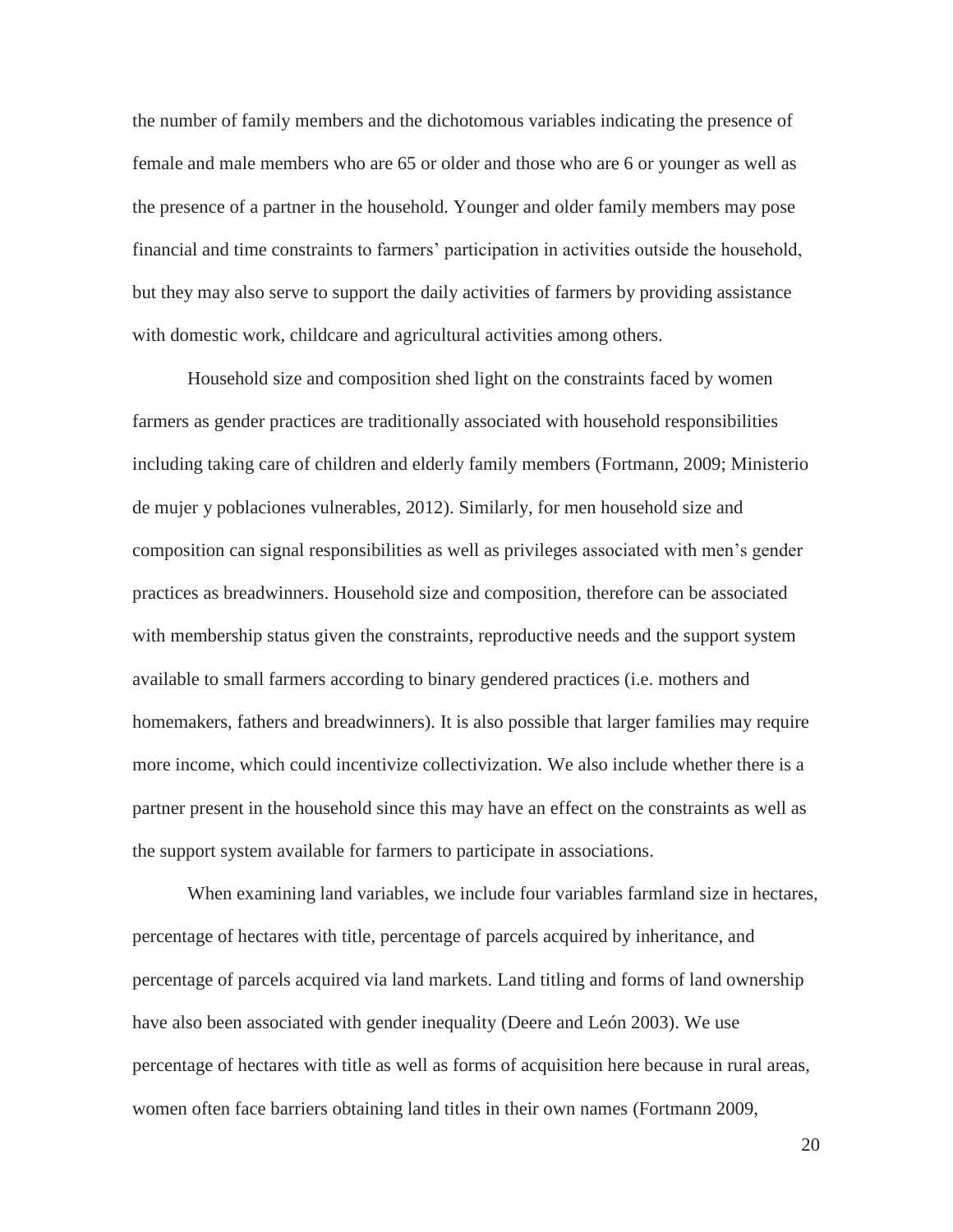the number of family members and the dichotomous variables indicating the presence of female and male members who are 65 or older and those who are 6 or younger as well as the presence of a partner in the household. Younger and older family members may pose financial and time constraints to farmers' participation in activities outside the household, but they may also serve to support the daily activities of farmers by providing assistance with domestic work, childcare and agricultural activities among others.

Household size and composition shed light on the constraints faced by women farmers as gender practices are traditionally associated with household responsibilities including taking care of children and elderly family members (Fortmann, 2009; Ministerio de mujer y poblaciones vulnerables, 2012). Similarly, for men household size and composition can signal responsibilities as well as privileges associated with men's gender practices as breadwinners. Household size and composition, therefore can be associated with membership status given the constraints, reproductive needs and the support system available to small farmers according to binary gendered practices (i.e. mothers and homemakers, fathers and breadwinners). It is also possible that larger families may require more income, which could incentivize collectivization. We also include whether there is a partner present in the household since this may have an effect on the constraints as well as the support system available for farmers to participate in associations.

When examining land variables, we include four variables farmland size in hectares, percentage of hectares with title, percentage of parcels acquired by inheritance, and percentage of parcels acquired via land markets. Land titling and forms of land ownership have also been associated with gender inequality (Deere and León 2003). We use percentage of hectares with title as well as forms of acquisition here because in rural areas, women often face barriers obtaining land titles in their own names (Fortmann 2009,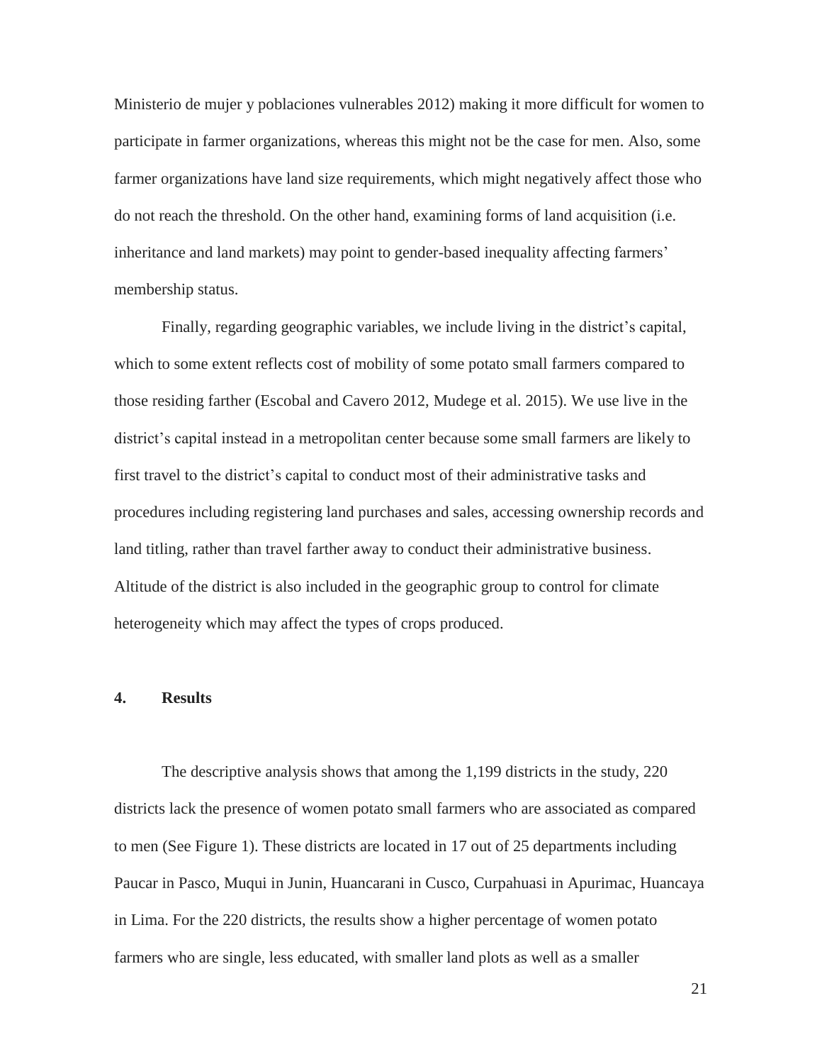Ministerio de mujer y poblaciones vulnerables 2012) making it more difficult for women to participate in farmer organizations, whereas this might not be the case for men. Also, some farmer organizations have land size requirements, which might negatively affect those who do not reach the threshold. On the other hand, examining forms of land acquisition (i.e. inheritance and land markets) may point to gender-based inequality affecting farmers' membership status.

Finally, regarding geographic variables, we include living in the district's capital, which to some extent reflects cost of mobility of some potato small farmers compared to those residing farther (Escobal and Cavero 2012, Mudege et al. 2015). We use live in the district's capital instead in a metropolitan center because some small farmers are likely to first travel to the district's capital to conduct most of their administrative tasks and procedures including registering land purchases and sales, accessing ownership records and land titling, rather than travel farther away to conduct their administrative business. Altitude of the district is also included in the geographic group to control for climate heterogeneity which may affect the types of crops produced.

## 4. Results

The descriptive analysis shows that among the 1,199 districts in the study, 220 districts lack the presence of women potato small farmers who are associated as compared to men (See Figure 1). These districts are located in 17 out of 25 departments including Paucar in Pasco, Muqui in Junin, Huancarani in Cusco, Curpahuasi in Apurimac, Huancaya in Lima. For the 220 districts, the results show a higher percentage of women potato farmers who are single, less educated, with smaller land plots as well as a smaller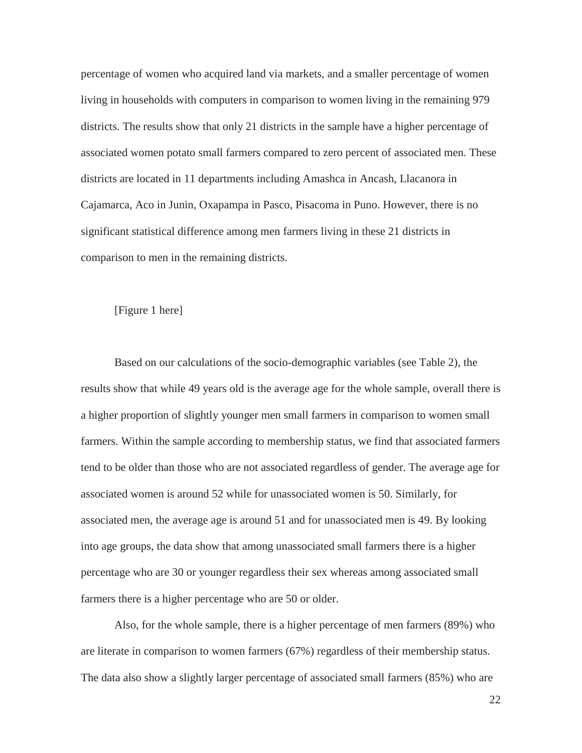percentage of women who acquired land via markets, and a smaller percentage of women living in households with computers in comparison to women living in the remaining 979 districts. The results show that only 21 districts in the sample have a higher percentage of associated women potato small farmers compared to zero percent of associated men. These districts are located in 11 departments including Amashca in Ancash, Llacanora in Cajamarca, Aco in Junin, Oxapampa in Pasco, Pisacoma in Puno. However, there is no significant statistical difference among men farmers living in these 21 districts in comparison to men in the remaining districts.

[Figure 1 here]

Based on our calculations of the socio-demographic variables (see Table 2), the results show that while 49 years old is the average age for the whole sample, overall there is a higher proportion of slightly younger men small farmers in comparison to women small farmers. Within the sample according to membership status, we find that associated farmers tend to be older than those who are not associated regardless of gender. The average age for associated women is around 52 while for unassociated women is 50. Similarly, for associated men, the average age is around 51 and for unassociated men is 49. By looking into age groups, the data show that among unassociated small farmers there is a higher percentage who are 30 or younger regardless their sex whereas among associated small farmers there is a higher percentage who are 50 or older.

Also, for the whole sample, there is a higher percentage of men farmers (89%) who are literate in comparison to women farmers (67%) regardless of their membership status. The data also show a slightly larger percentage of associated small farmers (85%) who are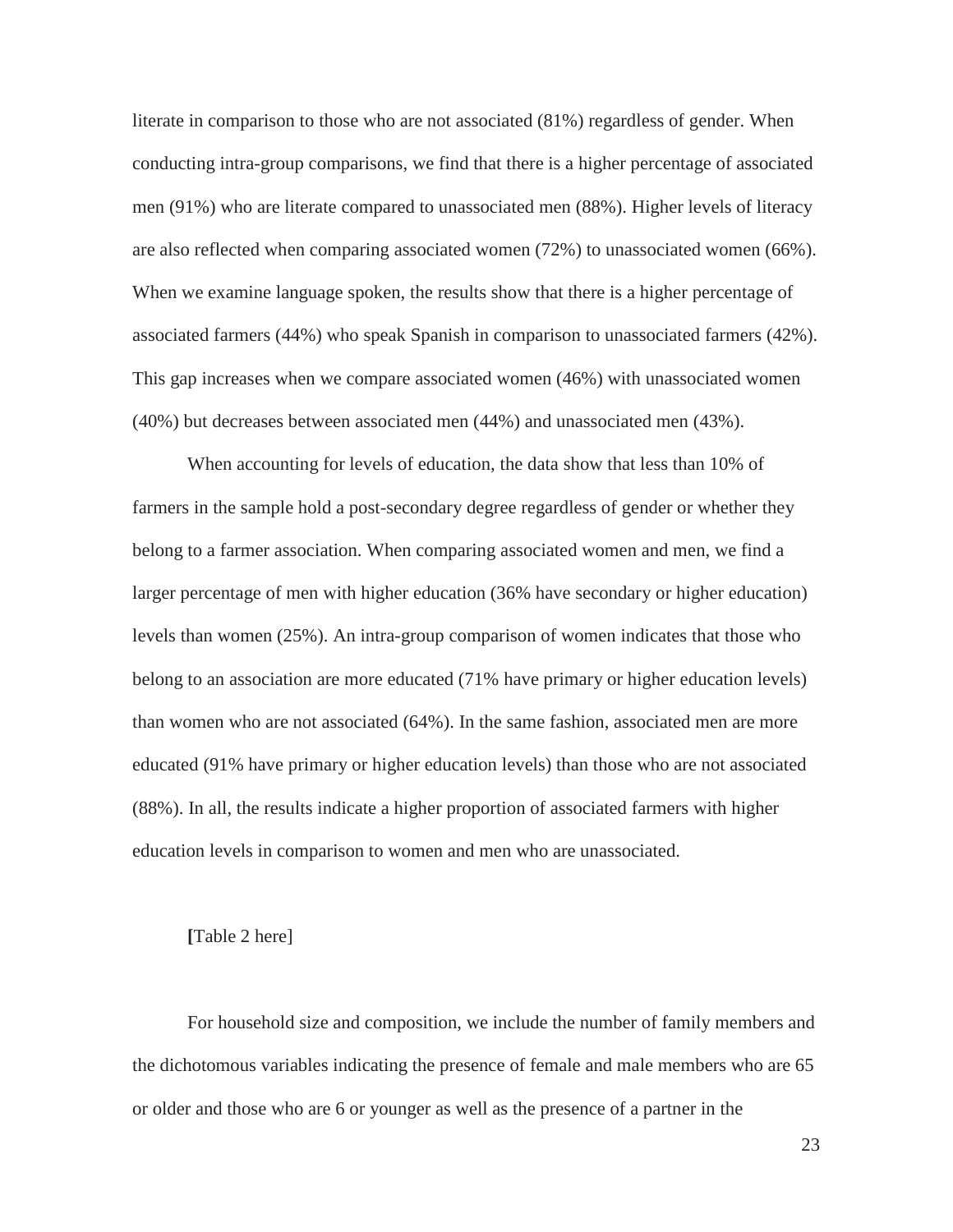literate in comparison to those who are not associated (81%) regardless of gender. When conducting intra-group comparisons, we find that there is a higher percentage of associated men (91%) who are literate compared to unassociated men (88%). Higher levels of literacy are also reflected when comparing associated women (72%) to unassociated women (66%). When we examine language spoken, the results show that there is a higher percentage of associated farmers (44%) who speak Spanish in comparison to unassociated farmers (42%). This gap increases when we compare associated women (46%) with unassociated women (40%) but decreases between associated men (44%) and unassociated men (43%).

When accounting for levels of education, the data show that less than 10% of farmers in the sample hold a post-secondary degree regardless of gender or whether they belong to a farmer association. When comparing associated women and men, we find a larger percentage of men with higher education (36% have secondary or higher education) levels than women (25%). An intra-group comparison of women indicates that those who belong to an association are more educated (71% have primary or higher education levels) than women who are not associated (64%). In the same fashion, associated men are more educated (91% have primary or higher education levels) than those who are not associated (88%). In all, the results indicate a higher proportion of associated farmers with higher education levels in comparison to women and men who are unassociated.

[Table 2 here]

For household size and composition, we include the number of family members and the dichotomous variables indicating the presence of female and male members who are 65 or older and those who are 6 or younger as well as the presence of a partner in the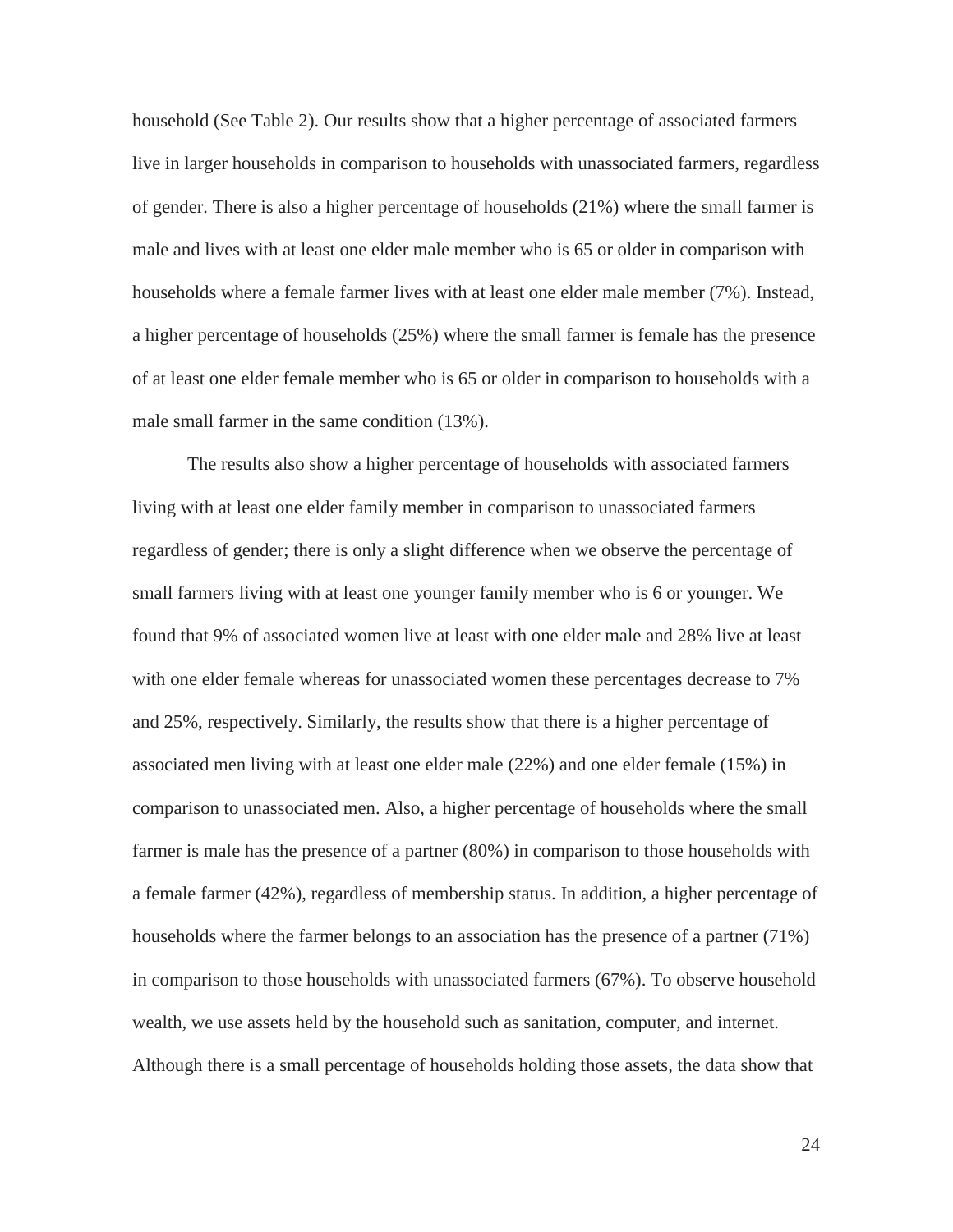household (See Table 2). Our results show that a higher percentage of associated farmers live in larger households in comparison to households with unassociated farmers, regardless of gender. There is also a higher percentage of households (21%) where the small farmer is male and lives with at least one elder male member who is 65 or older in comparison with households where a female farmer lives with at least one elder male member (7%). Instead, a higher percentage of households (25%) where the small farmer is female has the presence of at least one elder female member who is 65 or older in comparison to households with a male small farmer in the same condition (13%).

The results also show a higher percentage of households with associated farmers living with at least one elder family member in comparison to unassociated farmers regardless of gender; there is only a slight difference when we observe the percentage of small farmers living with at least one younger family member who is 6 or younger. We found that 9% of associated women live at least with one elder male and 28% live at least with one elder female whereas for unassociated women these percentages decrease to 7% and 25%, respectively. Similarly, the results show that there is a higher percentage of associated men living with at least one elder male (22%) and one elder female (15%) in comparison to unassociated men. Also, a higher percentage of households where the small farmer is male has the presence of a partner (80%) in comparison to those households with a female farmer (42%), regardless of membership status. In addition, a higher percentage of households where the farmer belongs to an association has the presence of a partner (71%) in comparison to those households with unassociated farmers (67%). To observe household wealth, we use assets held by the household such as sanitation, computer, and internet. Although there is a small percentage of households holding those assets, the data show that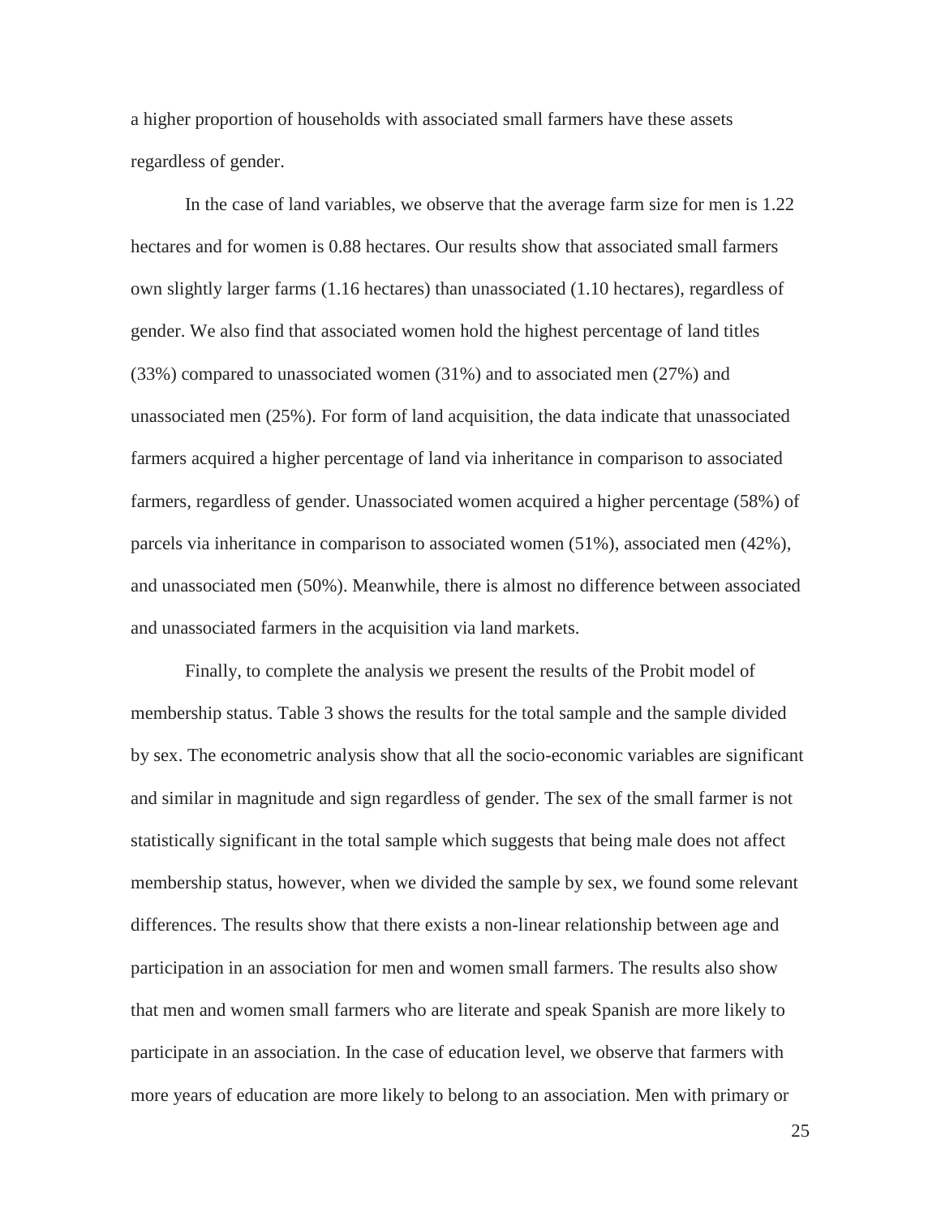a higher proportion of households with associated small farmers have these assets regardless of gender.

In the case of land variables, we observe that the average farm size for men is 1.22 hectares and for women is 0.88 hectares. Our results show that associated small farmers own slightly larger farms (1.16 hectares) than unassociated (1.10 hectares), regardless of gender. We also find that associated women hold the highest percentage of land titles (33%) compared to unassociated women (31%) and to associated men (27%) and unassociated men (25%). For form of land acquisition, the data indicate that unassociated farmers acquired a higher percentage of land via inheritance in comparison to associated farmers, regardless of gender. Unassociated women acquired a higher percentage (58%) of parcels via inheritance in comparison to associated women (51%), associated men (42%), and unassociated men (50%). Meanwhile, there is almost no difference between associated and unassociated farmers in the acquisition via land markets.

Finally, to complete the analysis we present the results of the Probit model of membership status. Table 3 shows the results for the total sample and the sample divided by sex. The econometric analysis show that all the socio-economic variables are significant and similar in magnitude and sign regardless of gender. The sex of the small farmer is not statistically significant in the total sample which suggests that being male does not affect membership status, however, when we divided the sample by sex, we found some relevant differences. The results show that there exists a non-linear relationship between age and participation in an association for men and women small farmers. The results also show that men and women small farmers who are literate and speak Spanish are more likely to participate in an association. In the case of education level, we observe that farmers with more years of education are more likely to belong to an association. Men with primary or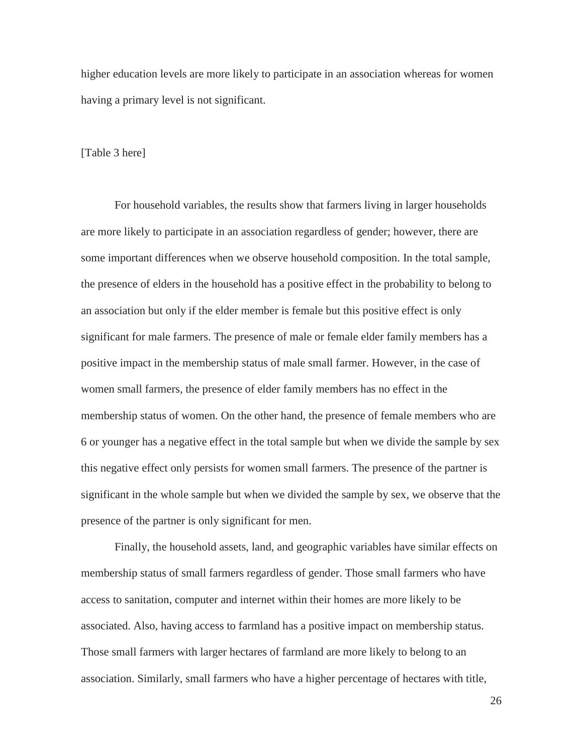higher education levels are more likely to participate in an association whereas for women having a primary level is not significant.

[Table 3 here]

For household variables, the results show that farmers living in larger households are more likely to participate in an association regardless of gender; however, there are some important differences when we observe household composition. In the total sample, the presence of elders in the household has a positive effect in the probability to belong to an association but only if the elder member is female but this positive effect is only significant for male farmers. The presence of male or female elder family members has a positive impact in the membership status of male small farmer. However, in the case of women small farmers, the presence of elder family members has no effect in the membership status of women. On the other hand, the presence of female members who are 6 or younger has a negative effect in the total sample but when we divide the sample by sex this negative effect only persists for women small farmers. The presence of the partner is significant in the whole sample but when we divided the sample by sex, we observe that the presence of the partner is only significant for men.

Finally, the household assets, land, and geographic variables have similar effects on membership status of small farmers regardless of gender. Those small farmers who have access to sanitation, computer and internet within their homes are more likely to be associated. Also, having access to farmland has a positive impact on membership status. Those small farmers with larger hectares of farmland are more likely to belong to an association. Similarly, small farmers who have a higher percentage of hectares with title,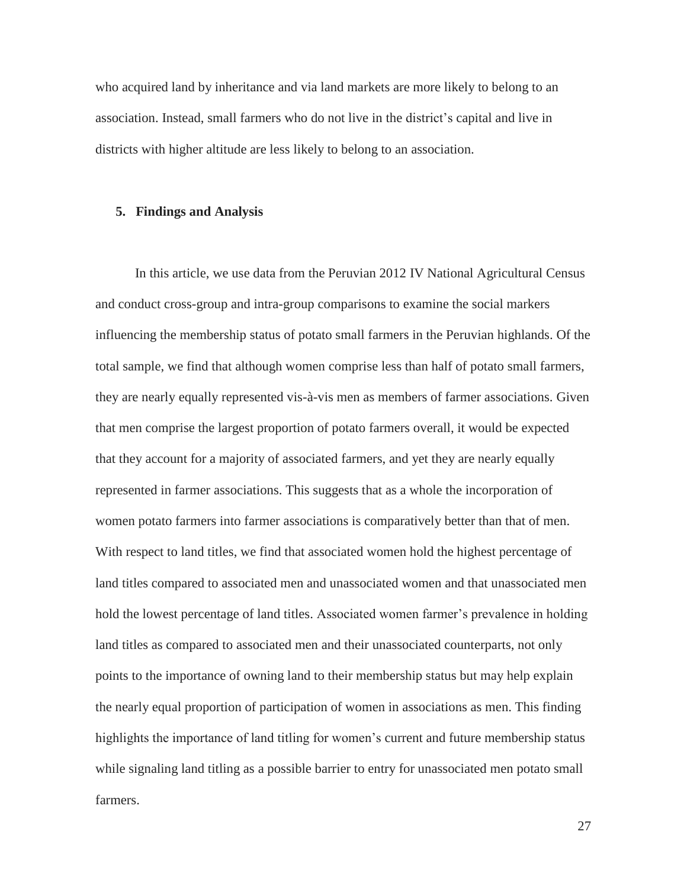who acquired land by inheritance and via land markets are more likely to belong to an association. Instead, small farmers who do not live in the district's capital and live in districts with higher altitude are less likely to belong to an association.

## 5. Findings and Analysis

In this article, we use data from the Peruvian 2012 IV National Agricultural Census and conduct cross-group and intra-group comparisons to examine the social markers influencing the membership status of potato small farmers in the Peruvian highlands. Of the total sample, we find that although women comprise less than half of potato small farmers, they are nearly equally represented vis-à-vis men as members of farmer associations. Given that men comprise the largest proportion of potato farmers overall, it would be expected that they account for a majority of associated farmers, and yet they are nearly equally represented in farmer associations. This suggests that as a whole the incorporation of women potato farmers into farmer associations is comparatively better than that of men. With respect to land titles, we find that associated women hold the highest percentage of land titles compared to associated men and unassociated women and that unassociated men hold the lowest percentage of land titles. Associated women farmer's prevalence in holding land titles as compared to associated men and their unassociated counterparts, not only points to the importance of owning land to their membership status but may help explain the nearly equal proportion of participation of women in associations as men. This finding highlights the importance of land titling for women's current and future membership status while signaling land titling as a possible barrier to entry for unassociated men potato small farmers.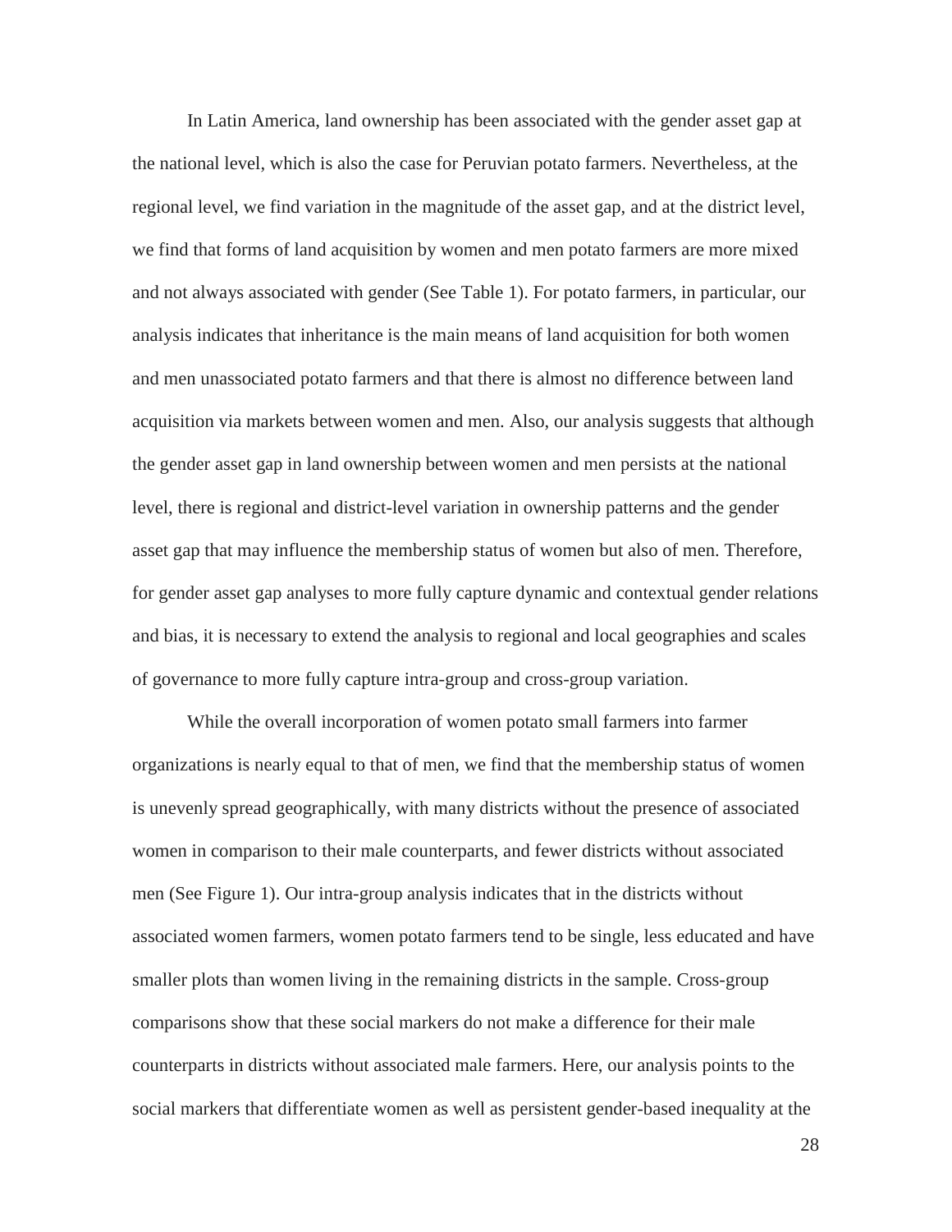In Latin America, land ownership has been associated with the gender asset gap at the national level, which is also the case for Peruvian potato farmers. Nevertheless, at the regional level, we find variation in the magnitude of the asset gap, and at the district level, we find that forms of land acquisition by women and men potato farmers are more mixed and not always associated with gender (See Table 1). For potato farmers, in particular, our analysis indicates that inheritance is the main means of land acquisition for both women and men unassociated potato farmers and that there is almost no difference between land acquisition via markets between women and men. Also, our analysis suggests that although the gender asset gap in land ownership between women and men persists at the national level, there is regional and district-level variation in ownership patterns and the gender asset gap that may influence the membership status of women but also of men. Therefore, for gender asset gap analyses to more fully capture dynamic and contextual gender relations and bias, it is necessary to extend the analysis to regional and local geographies and scales of governance to more fully capture intra-group and cross-group variation.

While the overall incorporation of women potato small farmers into farmer organizations is nearly equal to that of men, we find that the membership status of women is unevenly spread geographically, with many districts without the presence of associated women in comparison to their male counterparts, and fewer districts without associated men (See Figure 1). Our intra-group analysis indicates that in the districts without associated women farmers, women potato farmers tend to be single, less educated and have smaller plots than women living in the remaining districts in the sample. Cross-group comparisons show that these social markers do not make a difference for their male counterparts in districts without associated male farmers. Here, our analysis points to the social markers that differentiate women as well as persistent gender-based inequality at the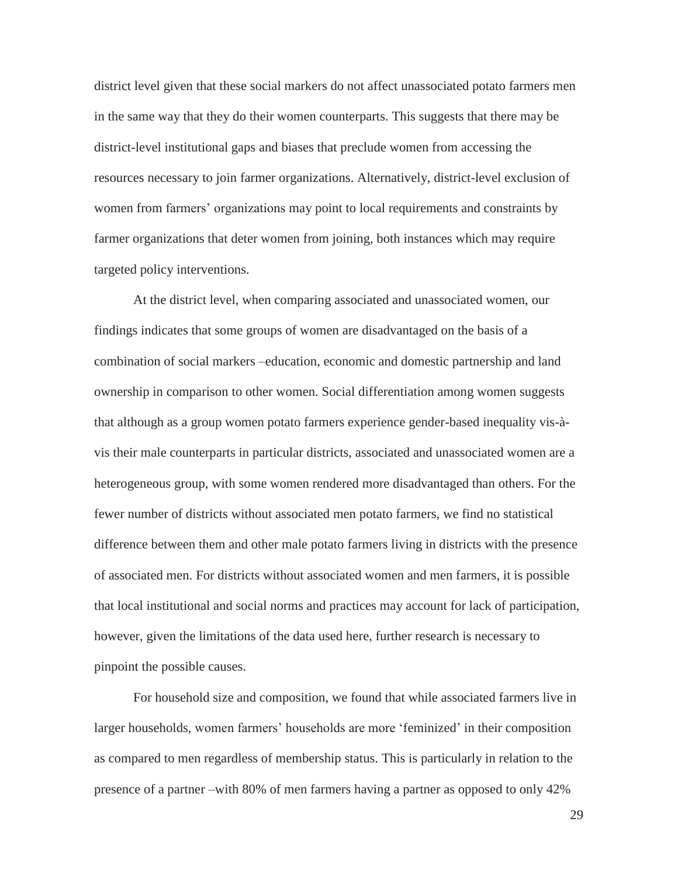district level given that these social markers do not affect unassociated potato farmers men in the same way that they do their women counterparts. This suggests that there may be district-level institutional gaps and biases that preclude women from accessing the resources necessary to join farmer organizations. Alternatively, district-level exclusion of women from farmers' organizations may point to local requirements and constraints by farmer organizations that deter women from joining, both instances which may require targeted policy interventions.

At the district level, when comparing associated and unassociated women, our findings indicates that some groups of women are disadvantaged on the basis of a combination of social markers –education, economic and domestic partnership and land ownership in comparison to other women. Social differentiation among women suggests that although as a group women potato farmers experience gender-based inequality vis-à-vis their male counterparts in particular districts, associated and unassociated women are a heterogeneous group, with some women rendered more disadvantaged than others. For the fewer number of districts without associated men potato farmers, we find no statistical difference between them and other male potato farmers living in districts with the presence of associated men. For districts without associated women and men farmers, it is possible that local institutional and social norms and practices may account for lack of participation, however, given the limitations of the data used here, further research is necessary to pinpoint the possible causes.

For household size and composition, we found that while associated farmers live in larger households, women farmers' households are more 'feminized' in their composition as compared to men regardless of membership status. This is particularly in relation to the presence of a partner –with 80% of men farmers having a partner as opposed to only 42%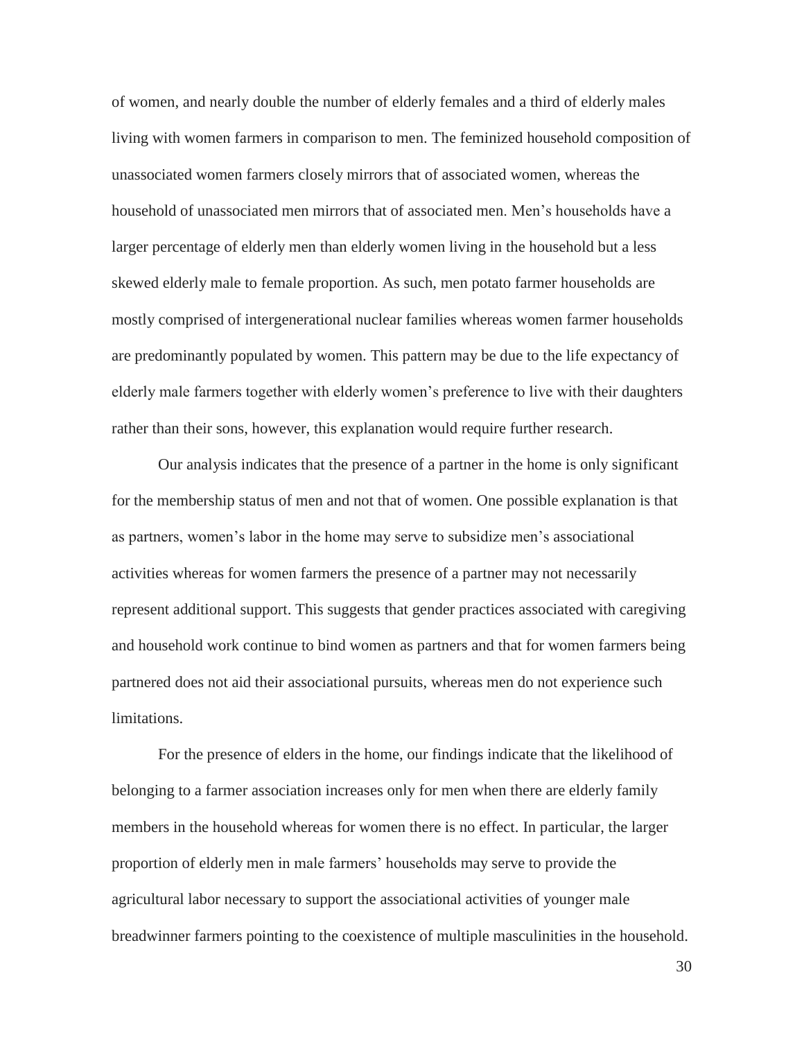of women, and nearly double the number of elderly females and a third of elderly males living with women farmers in comparison to men. The feminized household composition of unassociated women farmers closely mirrors that of associated women, whereas the household of unassociated men mirrors that of associated men. Men's households have a larger percentage of elderly men than elderly women living in the household but a less skewed elderly male to female proportion. As such, men potato farmer households are mostly comprised of intergenerational nuclear families whereas women farmer households are predominantly populated by women. This pattern may be due to the life expectancy of elderly male farmers together with elderly women's preference to live with their daughters rather than their sons, however, this explanation would require further research.

Our analysis indicates that the presence of a partner in the home is only significant for the membership status of men and not that of women. One possible explanation is that as partners, women's labor in the home may serve to subsidize men's associational activities whereas for women farmers the presence of a partner may not necessarily represent additional support. This suggests that gender practices associated with caregiving and household work continue to bind women as partners and that for women farmers being partnered does not aid their associational pursuits, whereas men do not experience such limitations.

For the presence of elders in the home, our findings indicate that the likelihood of belonging to a farmer association increases only for men when there are elderly family members in the household whereas for women there is no effect. In particular, the larger proportion of elderly men in male farmers' households may serve to provide the agricultural labor necessary to support the associational activities of younger male breadwinner farmers pointing to the coexistence of multiple masculinities in the household.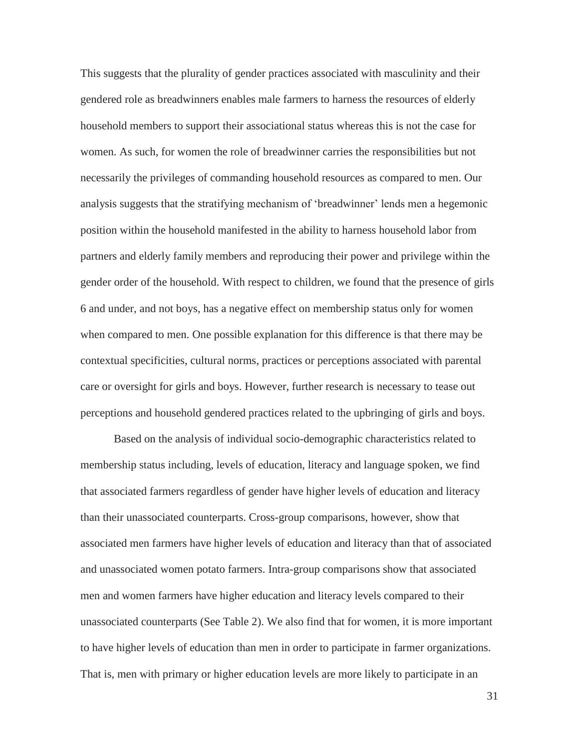This suggests that the plurality of gender practices associated with masculinity and their gendered role as breadwinners enables male farmers to harness the resources of elderly household members to support their associational status whereas this is not the case for women. As such, for women the role of breadwinner carries the responsibilities but not necessarily the privileges of commanding household resources as compared to men. Our analysis suggests that the stratifying mechanism of 'breadwinner' lends men a hegemonic position within the household manifested in the ability to harness household labor from partners and elderly family members and reproducing their power and privilege within the gender order of the household. With respect to children, we found that the presence of girls 6 and under, and not boys, has a negative effect on membership status only for women when compared to men. One possible explanation for this difference is that there may be contextual specificities, cultural norms, practices or perceptions associated with parental care or oversight for girls and boys. However, further research is necessary to tease out perceptions and household gendered practices related to the upbringing of girls and boys.

Based on the analysis of individual socio-demographic characteristics related to membership status including, levels of education, literacy and language spoken, we find that associated farmers regardless of gender have higher levels of education and literacy than their unassociated counterparts. Cross-group comparisons, however, show that associated men farmers have higher levels of education and literacy than that of associated and unassociated women potato farmers. Intra-group comparisons show that associated men and women farmers have higher education and literacy levels compared to their unassociated counterparts (See Table 2). We also find that for women, it is more important to have higher levels of education than men in order to participate in farmer organizations. That is, men with primary or higher education levels are more likely to participate in an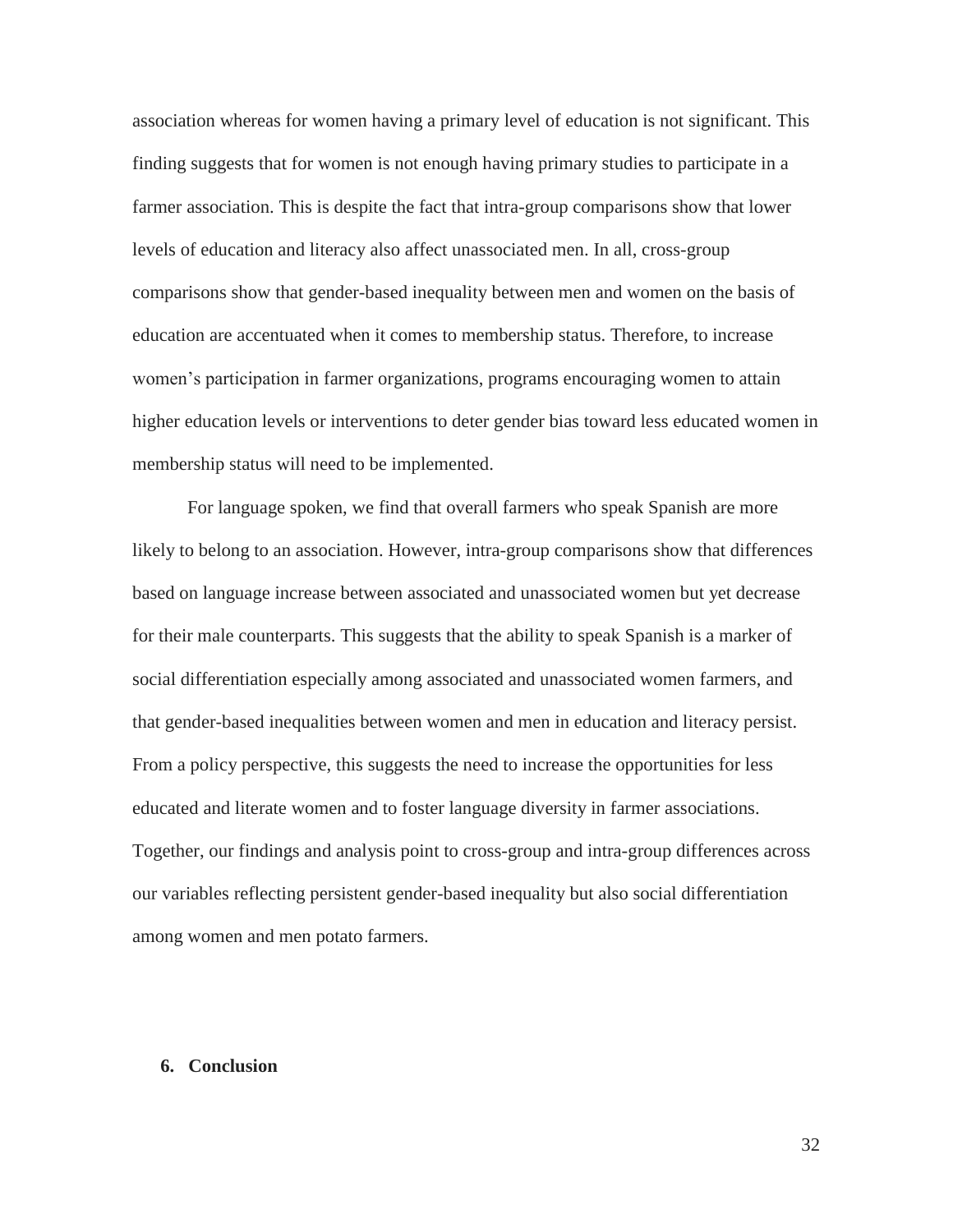association whereas for women having a primary level of education is not significant. This finding suggests that for women is not enough having primary studies to participate in a farmer association. This is despite the fact that intra-group comparisons show that lower levels of education and literacy also affect unassociated men. In all, cross-group comparisons show that gender-based inequality between men and women on the basis of education are accentuated when it comes to membership status. Therefore, to increase women's participation in farmer organizations, programs encouraging women to attain higher education levels or interventions to deter gender bias toward less educated women in membership status will need to be implemented.

For language spoken, we find that overall farmers who speak Spanish are more likely to belong to an association. However, intra-group comparisons show that differences based on language increase between associated and unassociated women but yet decrease for their male counterparts. This suggests that the ability to speak Spanish is a marker of social differentiation especially among associated and unassociated women farmers, and that gender-based inequalities between women and men in education and literacy persist. From a policy perspective, this suggests the need to increase the opportunities for less educated and literate women and to foster language diversity in farmer associations. Together, our findings and analysis point to cross-group and intra-group differences across our variables reflecting persistent gender-based inequality but also social differentiation among women and men potato farmers.

## 6. Conclusion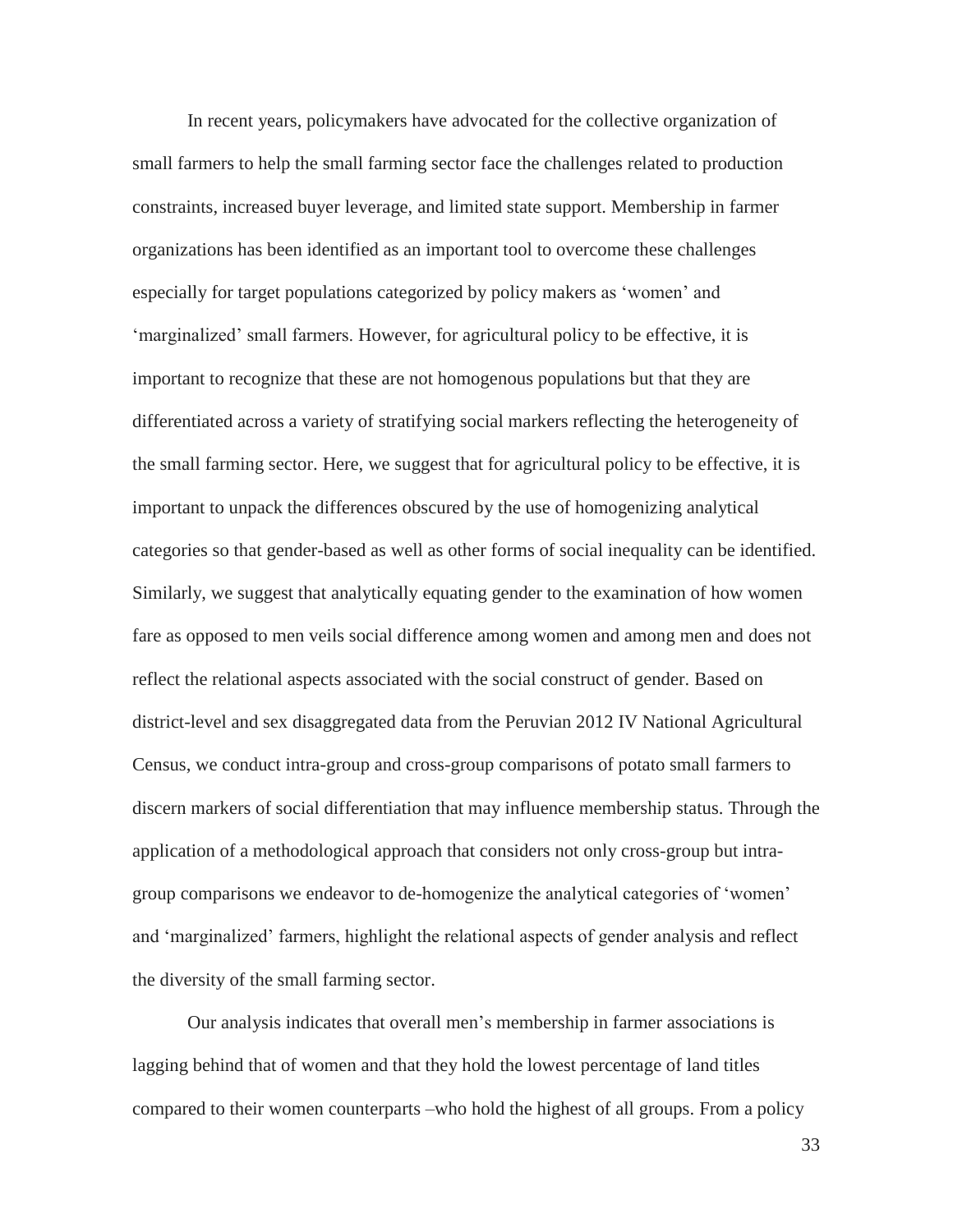In recent years, policymakers have advocated for the collective organization of small farmers to help the small farming sector face the challenges related to production constraints, increased buyer leverage, and limited state support. Membership in farmer organizations has been identified as an important tool to overcome these challenges especially for target populations categorized by policy makers as 'women' and 'marginalized' small farmers. However, for agricultural policy to be effective, it is important to recognize that these are not homogenous populations but that they are differentiated across a variety of stratifying social markers reflecting the heterogeneity of the small farming sector. Here, we suggest that for agricultural policy to be effective, it is important to unpack the differences obscured by the use of homogenizing analytical categories so that gender-based as well as other forms of social inequality can be identified. Similarly, we suggest that analytically equating gender to the examination of how women fare as opposed to men veils social difference among women and among men and does not reflect the relational aspects associated with the social construct of gender. Based on district-level and sex disaggregated data from the Peruvian 2012 IV National Agricultural Census, we conduct intra-group and cross-group comparisons of potato small farmers to discern markers of social differentiation that may influence membership status. Through the application of a methodological approach that considers not only cross-group but intra-group comparisons we endeavor to de-homogenize the analytical categories of 'women' and 'marginalized' farmers, highlight the relational aspects of gender analysis and reflect the diversity of the small farming sector.

Our analysis indicates that overall men's membership in farmer associations is lagging behind that of women and that they hold the lowest percentage of land titles compared to their women counterparts –who hold the highest of all groups. From a policy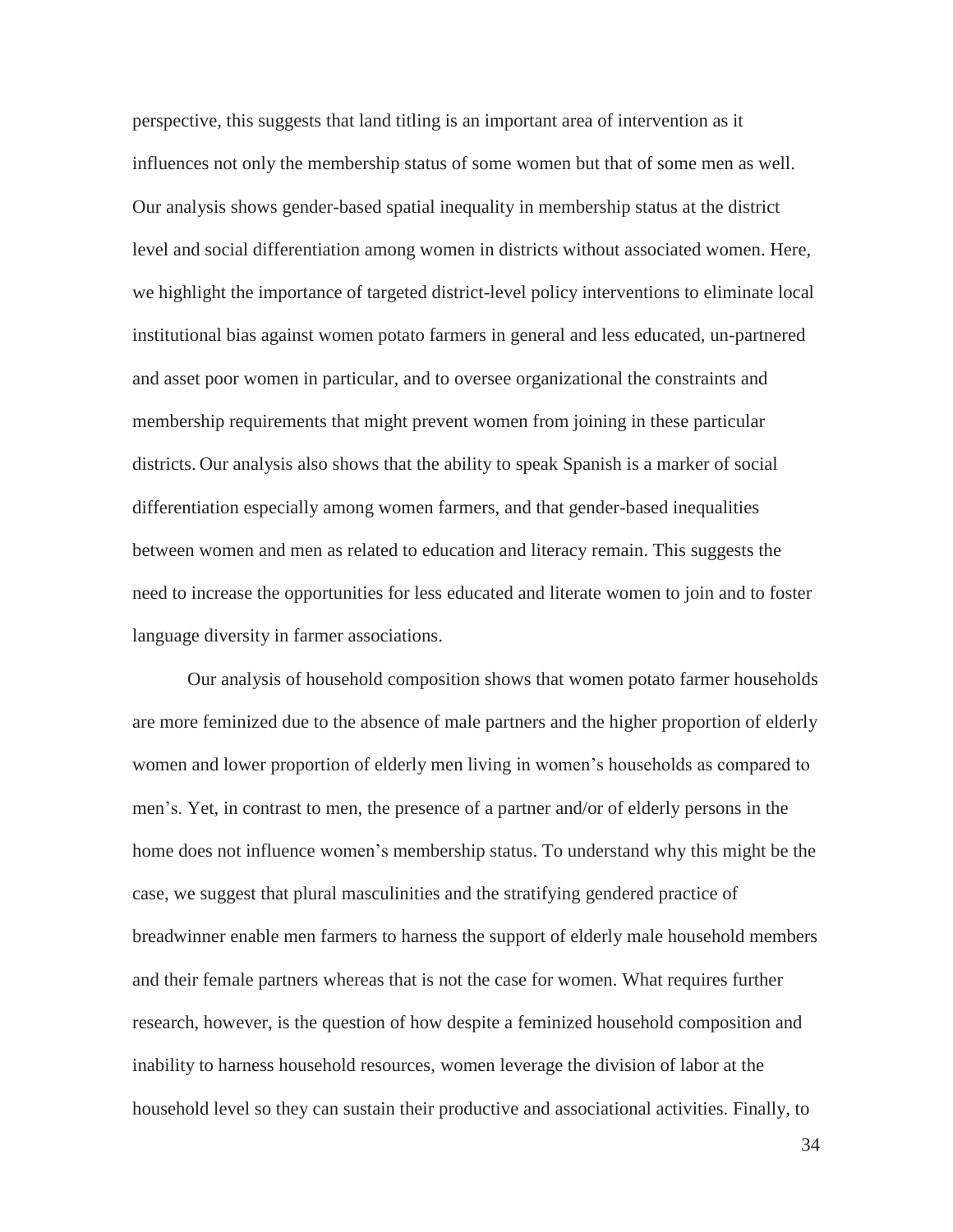perspective, this suggests that land titling is an important area of intervention as it influences not only the membership status of some women but that of some men as well. Our analysis shows gender-based spatial inequality in membership status at the district level and social differentiation among women in districts without associated women. Here, we highlight the importance of targeted district-level policy interventions to eliminate local institutional bias against women potato farmers in general and less educated, un-partnered and asset poor women in particular, and to oversee organizational the constraints and membership requirements that might prevent women from joining in these particular districts. Our analysis also shows that the ability to speak Spanish is a marker of social differentiation especially among women farmers, and that gender-based inequalities between women and men as related to education and literacy remain. This suggests the need to increase the opportunities for less educated and literate women to join and to foster language diversity in farmer associations.

Our analysis of household composition shows that women potato farmer households are more feminized due to the absence of male partners and the higher proportion of elderly women and lower proportion of elderly men living in women's households as compared to men's. Yet, in contrast to men, the presence of a partner and/or of elderly persons in the home does not influence women's membership status. To understand why this might be the case, we suggest that plural masculinities and the stratifying gendered practice of breadwinner enable men farmers to harness the support of elderly male household members and their female partners whereas that is not the case for women. What requires further research, however, is the question of how despite a feminized household composition and inability to harness household resources, women leverage the division of labor at the household level so they can sustain their productive and associational activities. Finally, to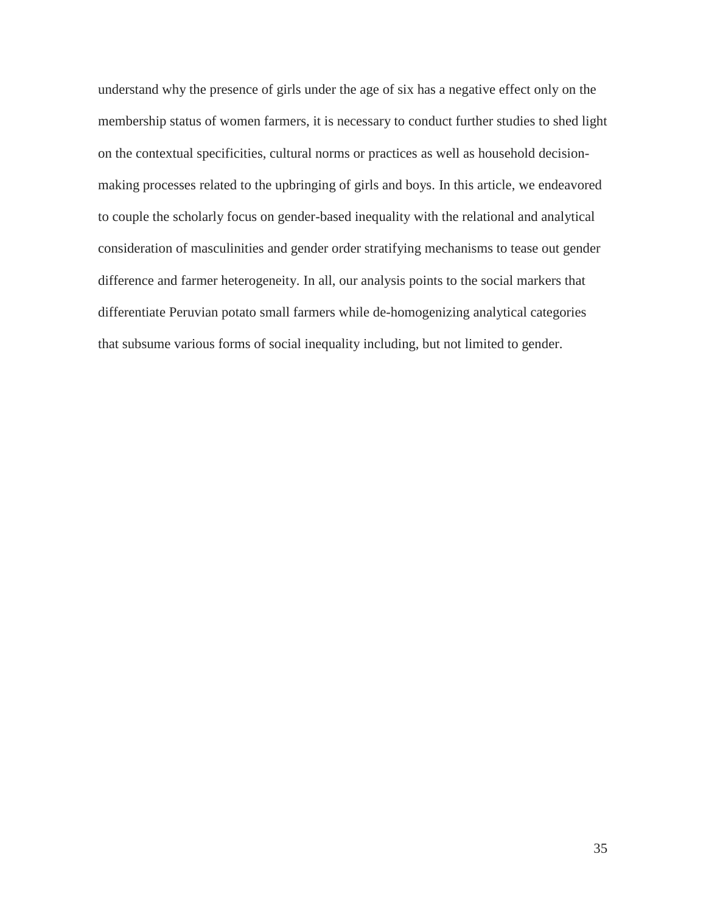understand why the presence of girls under the age of six has a negative effect only on the membership status of women farmers, it is necessary to conduct further studies to shed light on the contextual specificities, cultural norms or practices as well as household decision-making processes related to the upbringing of girls and boys. In this article, we endeavored to couple the scholarly focus on gender-based inequality with the relational and analytical consideration of masculinities and gender order stratifying mechanisms to tease out gender difference and farmer heterogeneity. In all, our analysis points to the social markers that differentiate Peruvian potato small farmers while de-homogenizing analytical categories that subsume various forms of social inequality including, but not limited to gender.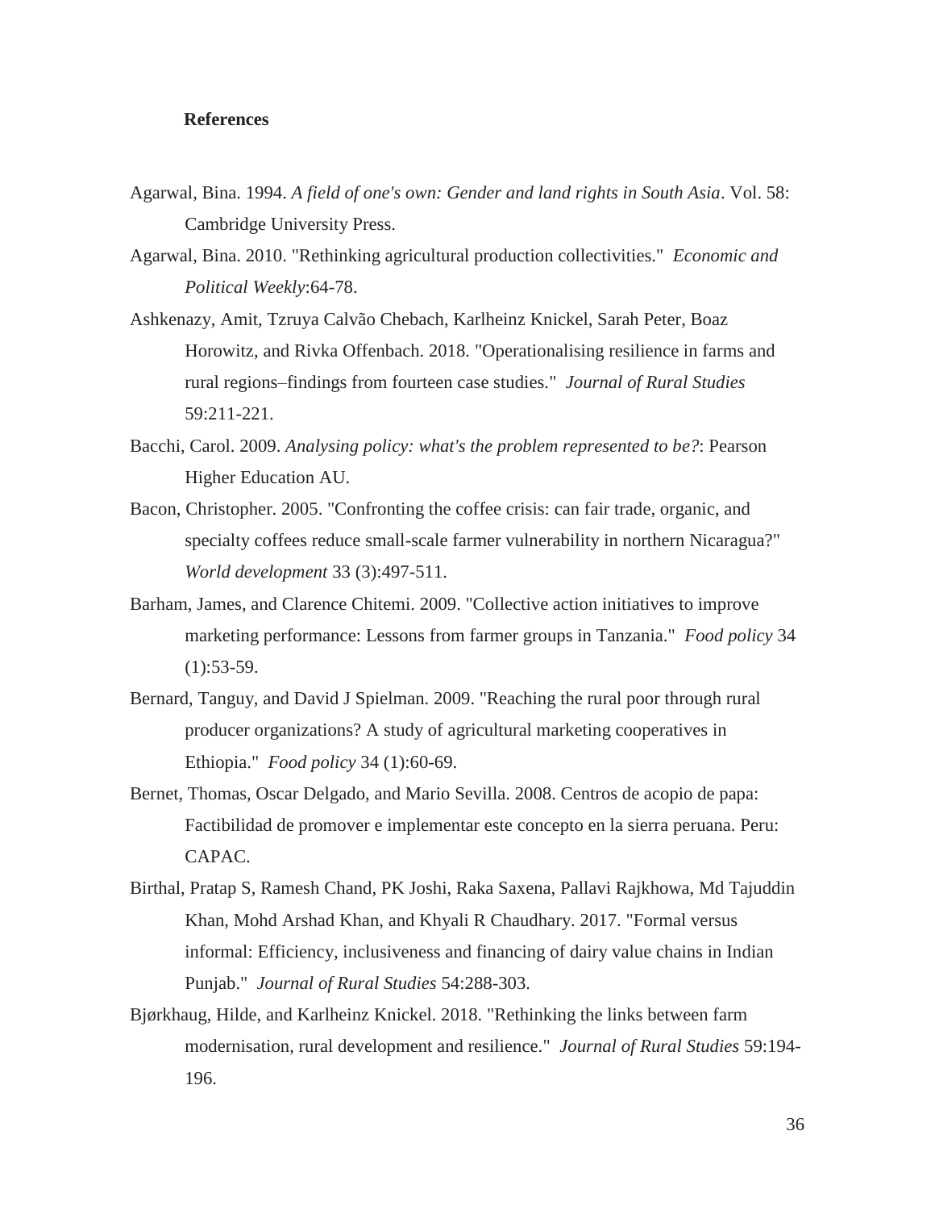## References

Agarwal, Bina. 1994. *A field of one's own: Gender and land rights in South Asia*. Vol. 58: Cambridge University Press.

Agarwal, Bina. 2010. "Rethinking agricultural production collectivities." *Economic and Political Weekly*:64-78.

Ashkenazy, Amit, Tzruya Calvão Chebach, Karlheinz Knickel, Sarah Peter, Boaz Horowitz, and Rivka Offenbach. 2018. "Operationalising resilience in farms and rural regions–findings from fourteen case studies." *Journal of Rural Studies* 59:211-221.

Bacchi, Carol. 2009. *Analysing policy: what's the problem represented to be?*: Pearson Higher Education AU.

Bacon, Christopher. 2005. "Confronting the coffee crisis: can fair trade, organic, and specialty coffees reduce small-scale farmer vulnerability in northern Nicaragua?" *World development* 33 (3):497-511.

Barham, James, and Clarence Chitemi. 2009. "Collective action initiatives to improve marketing performance: Lessons from farmer groups in Tanzania." *Food policy* 34 (1):53-59.

Bernard, Tanguy, and David J Spielman. 2009. "Reaching the rural poor through rural producer organizations? A study of agricultural marketing cooperatives in Ethiopia." *Food policy* 34 (1):60-69.

Bernet, Thomas, Oscar Delgado, and Mario Sevilla. 2008. Centros de acopio de papa: Factibilidad de promover e implementar este concepto en la sierra peruana. Peru: CAPAC.

Birthal, Pratap S, Ramesh Chand, PK Joshi, Raka Saxena, Pallavi Rajkhowa, Md Tajuddin Khan, Mohd Arshad Khan, and Khyali R Chaudhary. 2017. "Formal versus informal: Efficiency, inclusiveness and financing of dairy value chains in Indian Punjab." *Journal of Rural Studies* 54:288-303.

Bjørkhaug, Hilde, and Karlheinz Knickel. 2018. "Rethinking the links between farm modernisation, rural development and resilience." *Journal of Rural Studies* 59:194-196.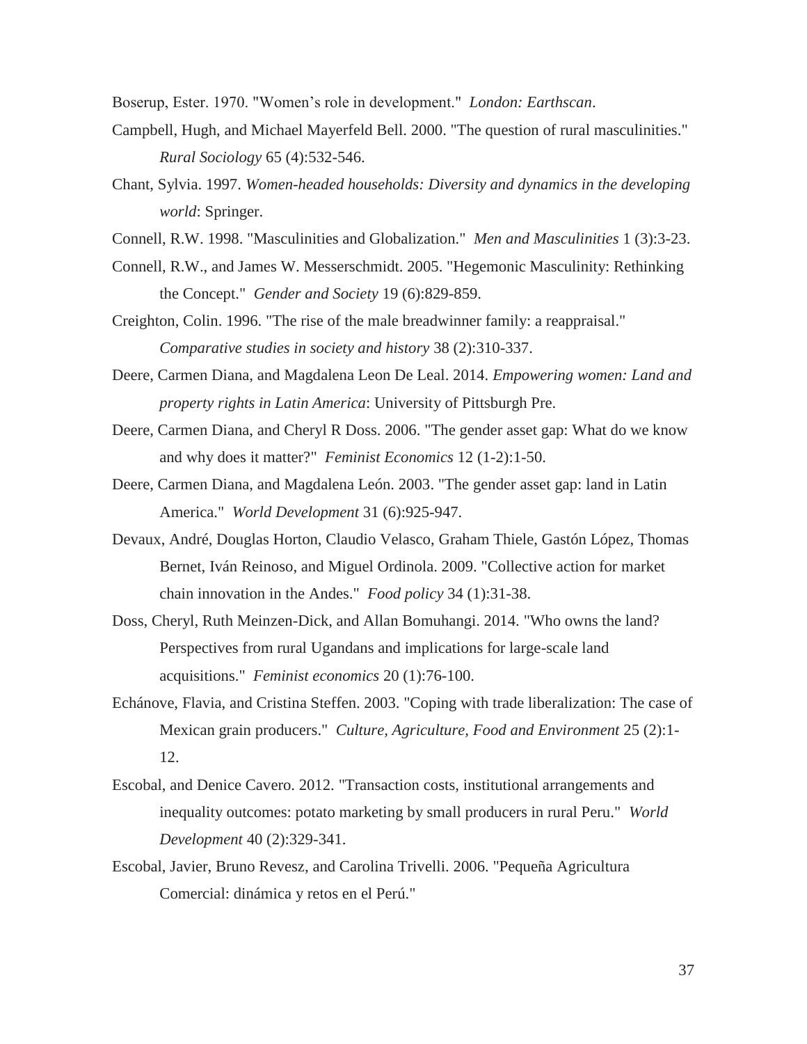Boserup, Ester. 1970. "Women's role in development." *London: Earthscan*.

Campbell, Hugh, and Michael Mayerfeld Bell. 2000. "The question of rural masculinities." *Rural Sociology* 65 (4):532-546.

Chant, Sylvia. 1997. *Women-headed households: Diversity and dynamics in the developing world*: Springer.

Connell, R.W. 1998. "Masculinities and Globalization." *Men and Masculinities* 1 (3):3-23.

Connell, R.W., and James W. Messerschmidt. 2005. "Hegemonic Masculinity: Rethinking the Concept." *Gender and Society* 19 (6):829-859.

Creighton, Colin. 1996. "The rise of the male breadwinner family: a reappraisal." *Comparative studies in society and history* 38 (2):310-337.

Deere, Carmen Diana, and Magdalena Leon De Leal. 2014. *Empowering women: Land and property rights in Latin America*: University of Pittsburgh Pre.

Deere, Carmen Diana, and Cheryl R Doss. 2006. "The gender asset gap: What do we know and why does it matter?" *Feminist Economics* 12 (1-2):1-50.

Deere, Carmen Diana, and Magdalena León. 2003. "The gender asset gap: land in Latin America." *World Development* 31 (6):925-947.

Devaux, André, Douglas Horton, Claudio Velasco, Graham Thiele, Gastón López, Thomas Bernet, Iván Reinoso, and Miguel Ordinola. 2009. "Collective action for market chain innovation in the Andes." *Food policy* 34 (1):31-38.

Doss, Cheryl, Ruth Meinzen-Dick, and Allan Bomuhangi. 2014. "Who owns the land? Perspectives from rural Ugandans and implications for large-scale land acquisitions." *Feminist economics* 20 (1):76-100.

Echánove, Flavia, and Cristina Steffen. 2003. "Coping with trade liberalization: The case of Mexican grain producers." *Culture, Agriculture, Food and Environment* 25 (2):1-12.

Escobal, and Denice Cavero. 2012. "Transaction costs, institutional arrangements and inequality outcomes: potato marketing by small producers in rural Peru." *World Development* 40 (2):329-341.

Escobal, Javier, Bruno Revesz, and Carolina Trivelli. 2006. "Pequeña Agricultura Comercial: dinámica y retos en el Perú."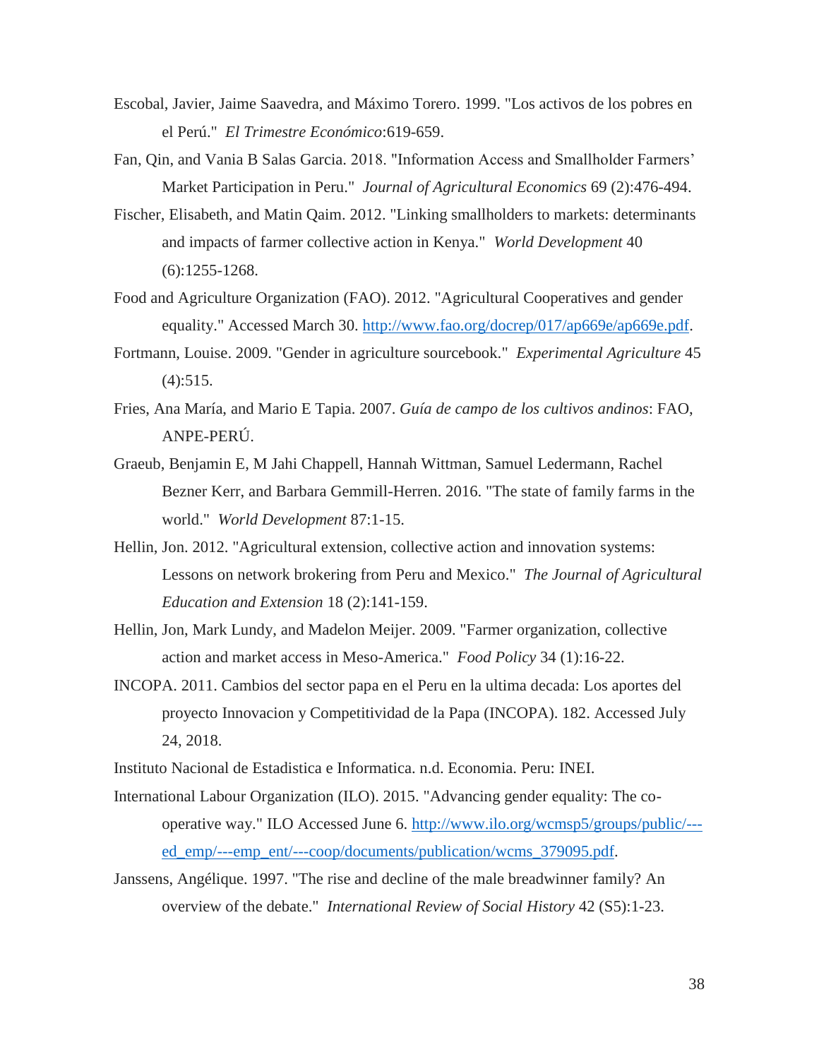Escobal, Javier, Jaime Saavedra, and Máximo Torero. 1999. "Los activos de los pobres en el Perú." *El Trimestre Económico*:619-659.

Fan, Qin, and Vania B Salas Garcia. 2018. "Information Access and Smallholder Farmers' Market Participation in Peru." *Journal of Agricultural Economics* 69 (2):476-494.

Fischer, Elisabeth, and Matin Qaim. 2012. "Linking smallholders to markets: determinants and impacts of farmer collective action in Kenya." *World Development* 40 (6):1255-1268.

Food and Agriculture Organization (FAO). 2012. "Agricultural Cooperatives and gender equality." Accessed March 30. http://www.fao.org/docrep/017/ap669e/ap669e.pdf.

Fortmann, Louise. 2009. "Gender in agriculture sourcebook." *Experimental Agriculture* 45 (4):515.

Fries, Ana María, and Mario E Tapia. 2007. *Guía de campo de los cultivos andinos*: FAO, ANPE-PERÚ.

Graeub, Benjamin E, M Jahi Chappell, Hannah Wittman, Samuel Ledermann, Rachel Bezner Kerr, and Barbara Gemmill-Herren. 2016. "The state of family farms in the world." *World Development* 87:1-15.

Hellin, Jon. 2012. "Agricultural extension, collective action and innovation systems: Lessons on network brokering from Peru and Mexico." *The Journal of Agricultural Education and Extension* 18 (2):141-159.

Hellin, Jon, Mark Lundy, and Madelon Meijer. 2009. "Farmer organization, collective action and market access in Meso-America." *Food Policy* 34 (1):16-22.

INCOPA. 2011. Cambios del sector papa en el Peru en la ultima decada: Los aportes del proyecto Innovacion y Competitividad de la Papa (INCOPA). 182. Accessed July 24, 2018.

Instituto Nacional de Estadistica e Informatica. n.d. Economia. Peru: INEI.

International Labour Organization (ILO). 2015. "Advancing gender equality: The co-operative way." ILO Accessed June 6. http://www.ilo.org/wcmsp5/groups/public/---ed_emp/---emp_ent/---coop/documents/publication/wcms_379095.pdf.

Janssens, Angélique. 1997. "The rise and decline of the male breadwinner family? An overview of the debate." *International Review of Social History* 42 (S5):1-23.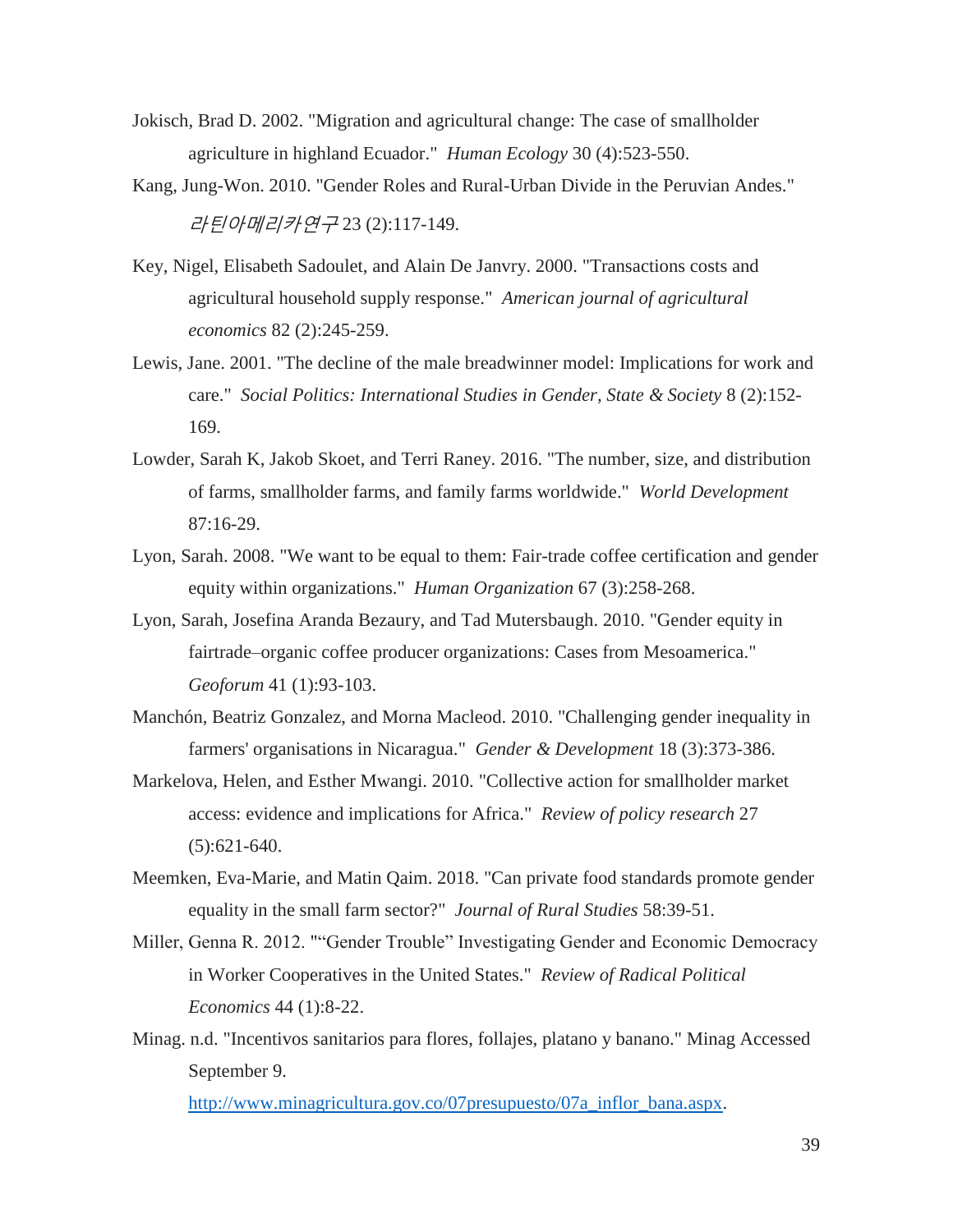Jokisch, Brad D. 2002. "Migration and agricultural change: The case of smallholder agriculture in highland Ecuador." *Human Ecology* 30 (4):523-550.

Kang, Jung-Won. 2010. "Gender Roles and Rural-Urban Divide in the Peruvian Andes." *라틴아메리카연구* 23 (2):117-149.

Key, Nigel, Elisabeth Sadoulet, and Alain De Janvry. 2000. "Transactions costs and agricultural household supply response." *American journal of agricultural economics* 82 (2):245-259.

Lewis, Jane. 2001. "The decline of the male breadwinner model: Implications for work and care." *Social Politics: International Studies in Gender, State & Society* 8 (2):152-169.

Lowder, Sarah K, Jakob Skoet, and Terri Raney. 2016. "The number, size, and distribution of farms, smallholder farms, and family farms worldwide." *World Development* 87:16-29.

Lyon, Sarah. 2008. "We want to be equal to them: Fair-trade coffee certification and gender equity within organizations." *Human Organization* 67 (3):258-268.

Lyon, Sarah, Josefina Aranda Bezaury, and Tad Mutersbaugh. 2010. "Gender equity in fairtrade–organic coffee producer organizations: Cases from Mesoamerica." *Geoforum* 41 (1):93-103.

Manchón, Beatriz Gonzalez, and Morna Macleod. 2010. "Challenging gender inequality in farmers' organisations in Nicaragua." *Gender & Development* 18 (3):373-386.

Markelova, Helen, and Esther Mwangi. 2010. "Collective action for smallholder market access: evidence and implications for Africa." *Review of policy research* 27 (5):621-640.

Meemken, Eva-Marie, and Matin Qaim. 2018. "Can private food standards promote gender equality in the small farm sector?" *Journal of Rural Studies* 58:39-51.

Miller, Genna R. 2012. "“Gender Trouble” Investigating Gender and Economic Democracy in Worker Cooperatives in the United States." *Review of Radical Political Economics* 44 (1):8-22.

Minag. n.d. "Incentivos sanitarios para flores, follajes, platano y banano." Minag Accessed September 9. http://www.minagricultura.gov.co/07presupuesto/07a_inflor_bana.aspx.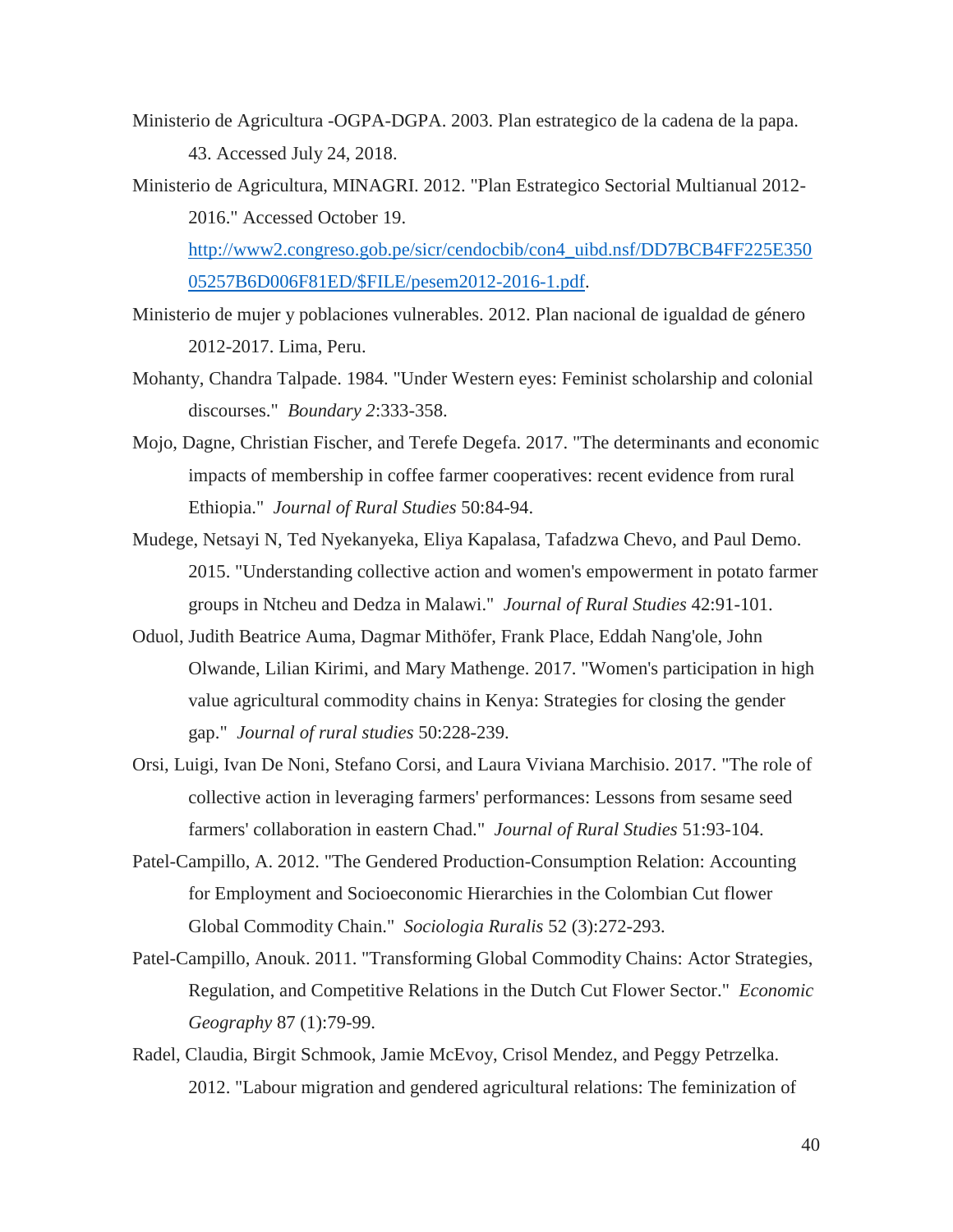Ministerio de Agricultura -OGPA-DGPA. 2003. Plan estrategico de la cadena de la papa. 43. Accessed July 24, 2018.

Ministerio de Agricultura, MINAGRI. 2012. "Plan Estrategico Sectorial Multianual 2012-2016." Accessed October 19. http://www2.congreso.gob.pe/sicr/cendocbib/con4_uibd.nsf/DD7BCB4FF225E35005257B6D006F81ED/$FILE/pesem2012-2016-1.pdf.

Ministerio de mujer y poblaciones vulnerables. 2012. Plan nacional de igualdad de género 2012-2017. Lima, Peru.

Mohanty, Chandra Talpade. 1984. "Under Western eyes: Feminist scholarship and colonial discourses." *Boundary 2*:333-358.

Mojo, Dagne, Christian Fischer, and Terefe Degefa. 2017. "The determinants and economic impacts of membership in coffee farmer cooperatives: recent evidence from rural Ethiopia." *Journal of Rural Studies* 50:84-94.

Mudege, Netsayi N, Ted Nyekanyeka, Eliya Kapalasa, Tafadzwa Chevo, and Paul Demo. 2015. "Understanding collective action and women's empowerment in potato farmer groups in Ntcheu and Dedza in Malawi." *Journal of Rural Studies* 42:91-101.

Oduol, Judith Beatrice Auma, Dagmar Mithöfer, Frank Place, Eddah Nang'ole, John Olwande, Lilian Kirimi, and Mary Mathenge. 2017. "Women's participation in high value agricultural commodity chains in Kenya: Strategies for closing the gender gap." *Journal of rural studies* 50:228-239.

Orsi, Luigi, Ivan De Noni, Stefano Corsi, and Laura Viviana Marchisio. 2017. "The role of collective action in leveraging farmers' performances: Lessons from sesame seed farmers' collaboration in eastern Chad." *Journal of Rural Studies* 51:93-104.

Patel-Campillo, A. 2012. "The Gendered Production-Consumption Relation: Accounting for Employment and Socioeconomic Hierarchies in the Colombian Cut flower Global Commodity Chain." *Sociologia Ruralis* 52 (3):272-293.

Patel-Campillo, Anouk. 2011. "Transforming Global Commodity Chains: Actor Strategies, Regulation, and Competitive Relations in the Dutch Cut Flower Sector." *Economic Geography* 87 (1):79-99.

Radel, Claudia, Birgit Schmook, Jamie McEvoy, Crisol Mendez, and Peggy Petrzelka. 2012. "Labour migration and gendered agricultural relations: The feminization of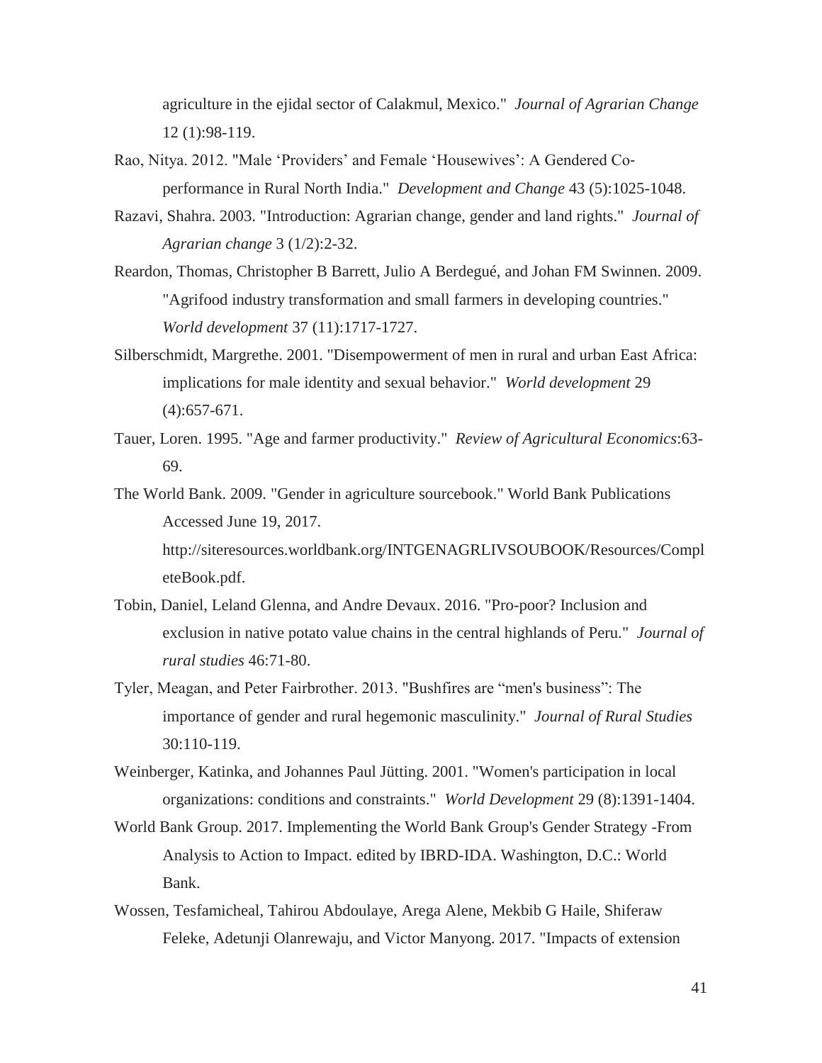agriculture in the ejidal sector of Calakmul, Mexico." *Journal of Agrarian Change* 12 (1):98-119.

Rao, Nitya. 2012. "Male 'Providers' and Female 'Housewives': A Gendered Co-performance in Rural North India." *Development and Change* 43 (5):1025-1048.

Razavi, Shahra. 2003. "Introduction: Agrarian change, gender and land rights." *Journal of Agrarian change* 3 (1/2):2-32.

Reardon, Thomas, Christopher B Barrett, Julio A Berdegué, and Johan FM Swinnen. 2009. "Agrifood industry transformation and small farmers in developing countries." *World development* 37 (11):1717-1727.

Silberschmidt, Margrethe. 2001. "Disempowerment of men in rural and urban East Africa: implications for male identity and sexual behavior." *World development* 29 (4):657-671.

Tauer, Loren. 1995. "Age and farmer productivity." *Review of Agricultural Economics*:63-69.

The World Bank. 2009. "Gender in agriculture sourcebook." World Bank Publications Accessed June 19, 2017. http://siteresources.worldbank.org/INTGENAGRLIVSOUBOOK/Resources/CompleteBook.pdf.

Tobin, Daniel, Leland Glenna, and Andre Devaux. 2016. "Pro-poor? Inclusion and exclusion in native potato value chains in the central highlands of Peru." *Journal of rural studies* 46:71-80.

Tyler, Meagan, and Peter Fairbrother. 2013. "Bushfires are "men's business": The importance of gender and rural hegemonic masculinity." *Journal of Rural Studies* 30:110-119.

Weinberger, Katinka, and Johannes Paul Jütting. 2001. "Women's participation in local organizations: conditions and constraints." *World Development* 29 (8):1391-1404.

World Bank Group. 2017. Implementing the World Bank Group's Gender Strategy -From Analysis to Action to Impact. edited by IBRD-IDA. Washington, D.C.: World Bank.

Wossen, Tesfamicheal, Tahirou Abdoulaye, Arega Alene, Mekbib G Haile, Shiferaw Feleke, Adetunji Olanrewaju, and Victor Manyong. 2017. "Impacts of extension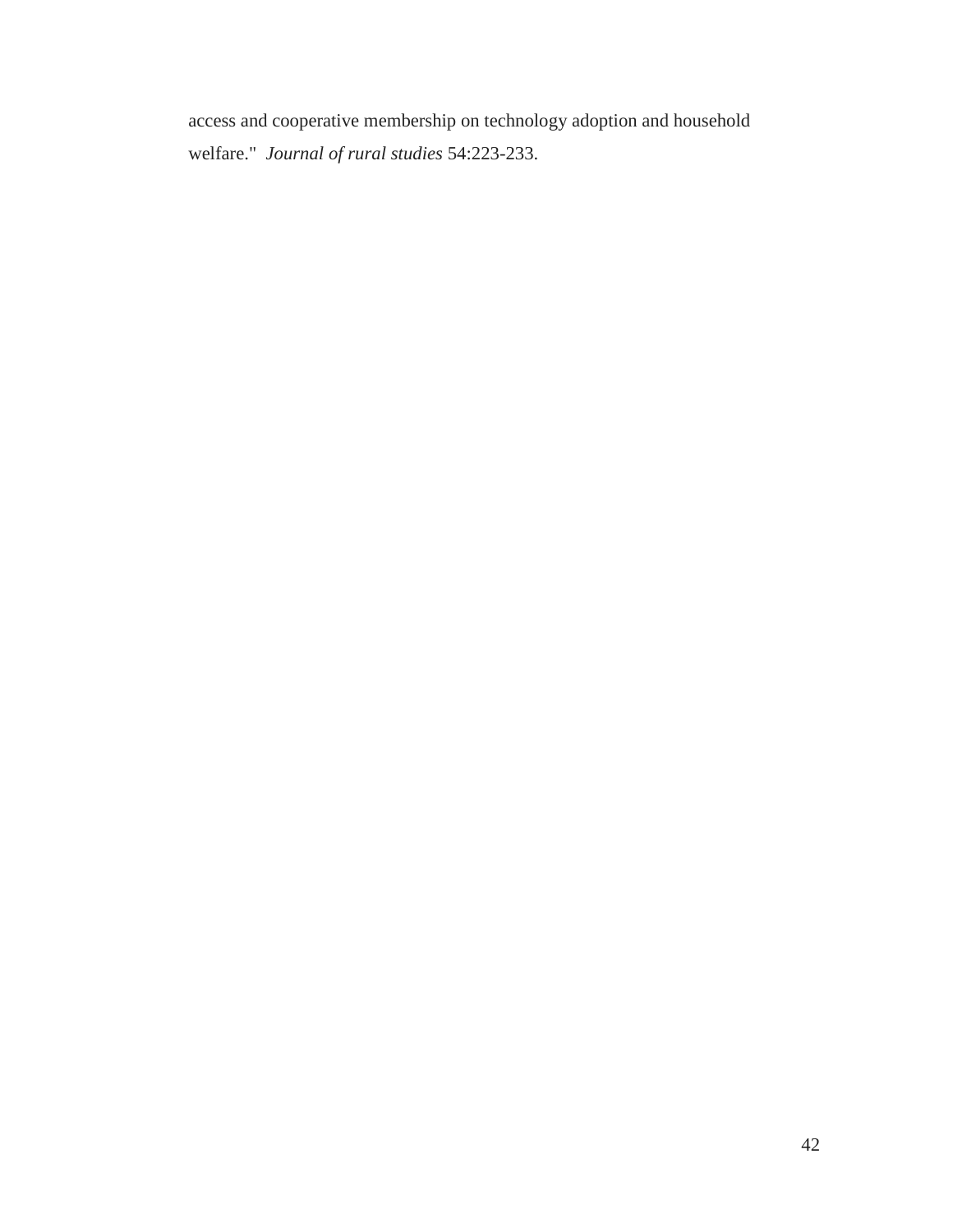access and cooperative membership on technology adoption and household welfare." *Journal of rural studies* 54:223-233.